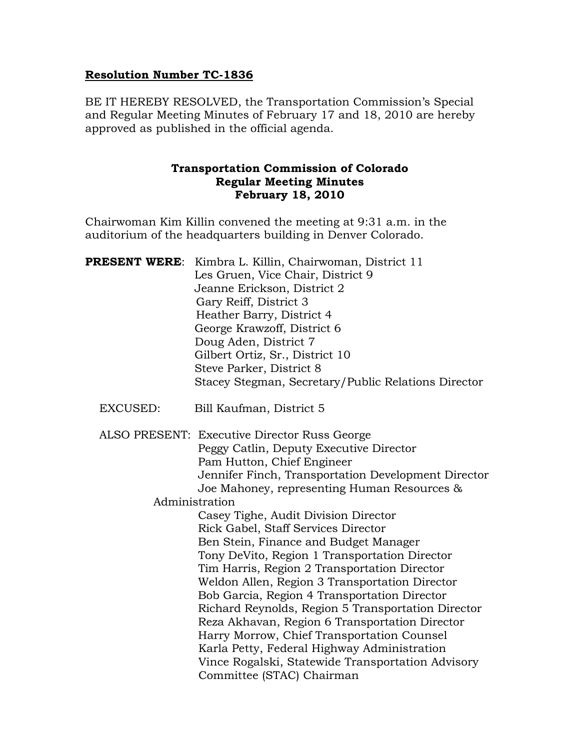**Resolution Number TC-1836**

BE IT HEREBY RESOLVED, the Transportation Commission's Special and Regular Meeting Minutes of February 17 and 18, 2010 are hereby approved as published in the official agenda.

**Transportation Commission of Colorado**
**Regular Meeting Minutes**
**February 18, 2010**

Chairwoman Kim Killin convened the meeting at 9:31 a.m. in the auditorium of the headquarters building in Denver Colorado.

**PRESENT WERE**: Kimbra L. Killin, Chairwoman, District 11
Les Gruen, Vice Chair, District 9
Jeanne Erickson, District 2
Gary Reiff, District 3
Heather Barry, District 4
George Krawzoff, District 6
Doug Aden, District 7
Gilbert Ortiz, Sr., District 10
Steve Parker, District 8
Stacey Stegman, Secretary/Public Relations Director

EXCUSED: Bill Kaufman, District 5

ALSO PRESENT: Executive Director Russ George
Peggy Catlin, Deputy Executive Director
Pam Hutton, Chief Engineer
Jennifer Finch, Transportation Development Director
Joe Mahoney, representing Human Resources & Administration
Casey Tighe, Audit Division Director
Rick Gabel, Staff Services Director
Ben Stein, Finance and Budget Manager
Tony DeVito, Region 1 Transportation Director
Tim Harris, Region 2 Transportation Director
Weldon Allen, Region 3 Transportation Director
Bob Garcia, Region 4 Transportation Director
Richard Reynolds, Region 5 Transportation Director
Reza Akhavan, Region 6 Transportation Director
Harry Morrow, Chief Transportation Counsel
Karla Petty, Federal Highway Administration
Vince Rogalski, Statewide Transportation Advisory Committee (STAC) Chairman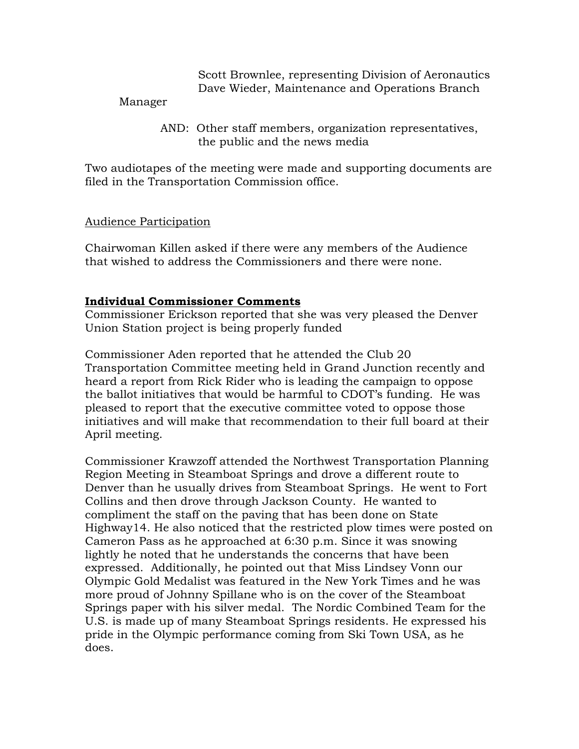Scott Brownlee, representing Division of Aeronautics
Dave Wieder, Maintenance and Operations Branch Manager

AND: Other staff members, organization representatives, the public and the news media

Two audiotapes of the meeting were made and supporting documents are filed in the Transportation Commission office.

Audience Participation

Chairwoman Killen asked if there were any members of the Audience that wished to address the Commissioners and there were none.

**Individual Commissioner Comments**

Commissioner Erickson reported that she was very pleased the Denver Union Station project is being properly funded

Commissioner Aden reported that he attended the Club 20 Transportation Committee meeting held in Grand Junction recently and heard a report from Rick Rider who is leading the campaign to oppose the ballot initiatives that would be harmful to CDOT's funding. He was pleased to report that the executive committee voted to oppose those initiatives and will make that recommendation to their full board at their April meeting.

Commissioner Krawzoff attended the Northwest Transportation Planning Region Meeting in Steamboat Springs and drove a different route to Denver than he usually drives from Steamboat Springs. He went to Fort Collins and then drove through Jackson County. He wanted to compliment the staff on the paving that has been done on State Highway14. He also noticed that the restricted plow times were posted on Cameron Pass as he approached at 6:30 p.m. Since it was snowing lightly he noted that he understands the concerns that have been expressed. Additionally, he pointed out that Miss Lindsey Vonn our Olympic Gold Medalist was featured in the New York Times and he was more proud of Johnny Spillane who is on the cover of the Steamboat Springs paper with his silver medal. The Nordic Combined Team for the U.S. is made up of many Steamboat Springs residents. He expressed his pride in the Olympic performance coming from Ski Town USA, as he does.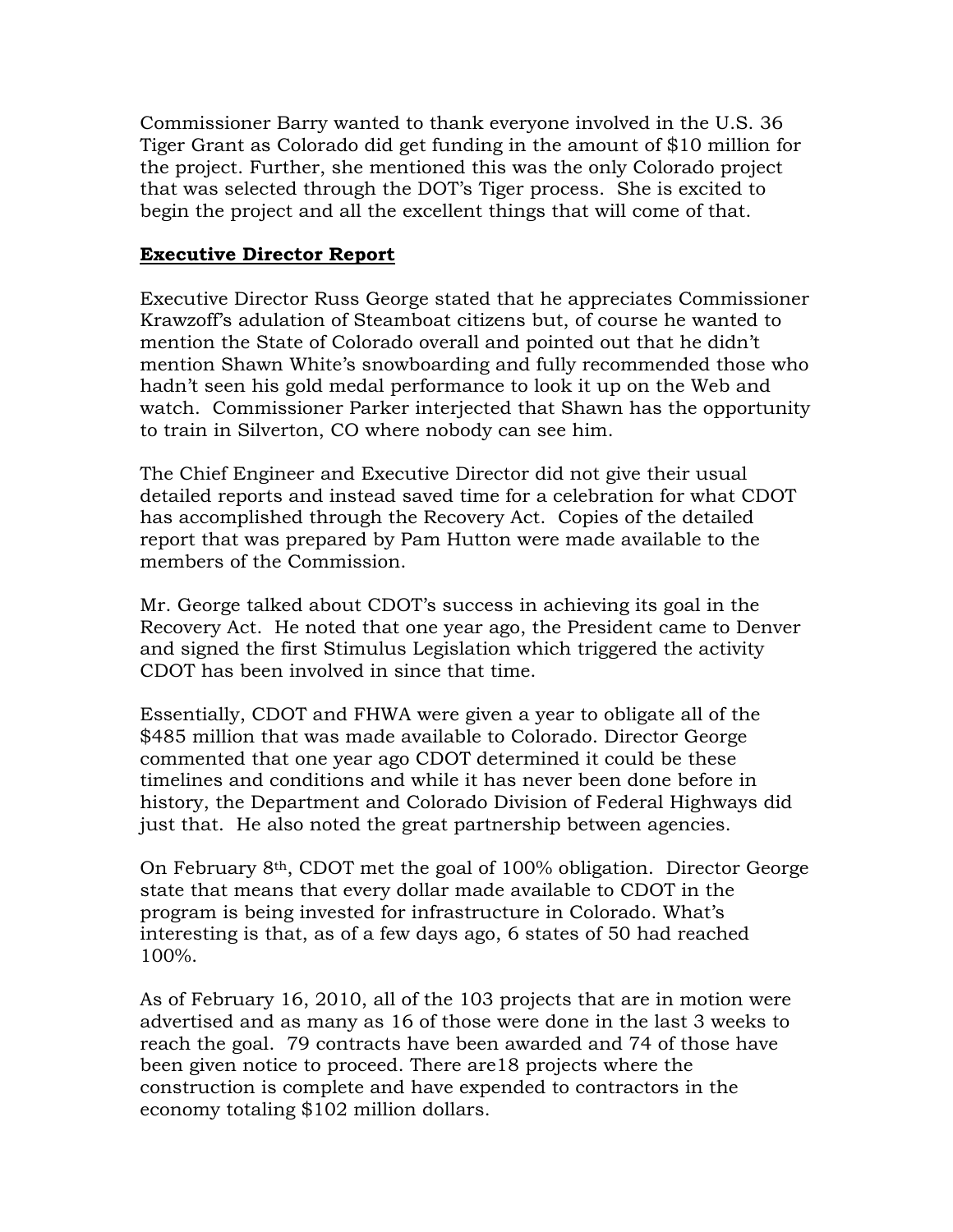Commissioner Barry wanted to thank everyone involved in the U.S. 36 Tiger Grant as Colorado did get funding in the amount of $10 million for the project. Further, she mentioned this was the only Colorado project that was selected through the DOT's Tiger process. She is excited to begin the project and all the excellent things that will come of that.

**Executive Director Report**

Executive Director Russ George stated that he appreciates Commissioner Krawzoff's adulation of Steamboat citizens but, of course he wanted to mention the State of Colorado overall and pointed out that he didn't mention Shawn White's snowboarding and fully recommended those who hadn't seen his gold medal performance to look it up on the Web and watch. Commissioner Parker interjected that Shawn has the opportunity to train in Silverton, CO where nobody can see him.

The Chief Engineer and Executive Director did not give their usual detailed reports and instead saved time for a celebration for what CDOT has accomplished through the Recovery Act. Copies of the detailed report that was prepared by Pam Hutton were made available to the members of the Commission.

Mr. George talked about CDOT's success in achieving its goal in the Recovery Act. He noted that one year ago, the President came to Denver and signed the first Stimulus Legislation which triggered the activity CDOT has been involved in since that time.

Essentially, CDOT and FHWA were given a year to obligate all of the $485 million that was made available to Colorado. Director George commented that one year ago CDOT determined it could be these timelines and conditions and while it has never been done before in history, the Department and Colorado Division of Federal Highways did just that. He also noted the great partnership between agencies.

On February 8th, CDOT met the goal of 100% obligation. Director George state that means that every dollar made available to CDOT in the program is being invested for infrastructure in Colorado. What's interesting is that, as of a few days ago, 6 states of 50 had reached 100%.

As of February 16, 2010, all of the 103 projects that are in motion were advertised and as many as 16 of those were done in the last 3 weeks to reach the goal. 79 contracts have been awarded and 74 of those have been given notice to proceed. There are18 projects where the construction is complete and have expended to contractors in the economy totaling $102 million dollars.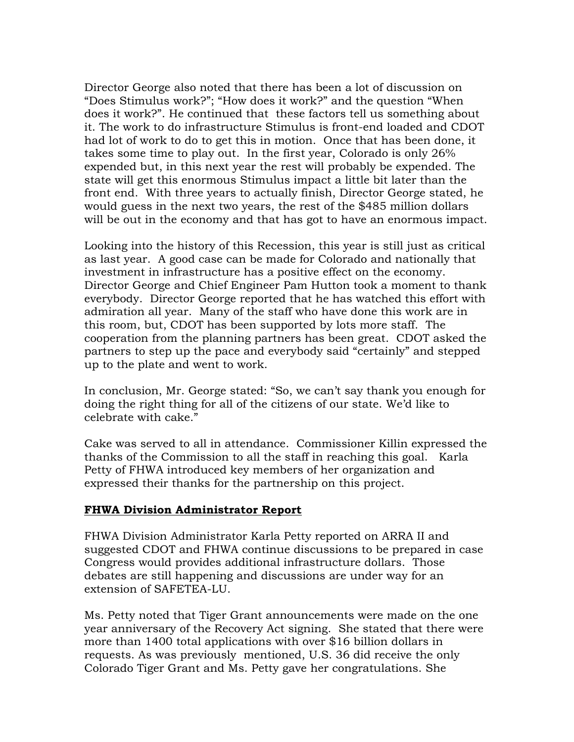Director George also noted that there has been a lot of discussion on "Does Stimulus work?"; "How does it work?" and the question "When does it work?". He continued that these factors tell us something about it. The work to do infrastructure Stimulus is front-end loaded and CDOT had lot of work to do to get this in motion. Once that has been done, it takes some time to play out. In the first year, Colorado is only 26% expended but, in this next year the rest will probably be expended. The state will get this enormous Stimulus impact a little bit later than the front end. With three years to actually finish, Director George stated, he would guess in the next two years, the rest of the $485 million dollars will be out in the economy and that has got to have an enormous impact.

Looking into the history of this Recession, this year is still just as critical as last year. A good case can be made for Colorado and nationally that investment in infrastructure has a positive effect on the economy. Director George and Chief Engineer Pam Hutton took a moment to thank everybody. Director George reported that he has watched this effort with admiration all year. Many of the staff who have done this work are in this room, but, CDOT has been supported by lots more staff. The cooperation from the planning partners has been great. CDOT asked the partners to step up the pace and everybody said "certainly" and stepped up to the plate and went to work.

In conclusion, Mr. George stated: "So, we can't say thank you enough for doing the right thing for all of the citizens of our state. We'd like to celebrate with cake."

Cake was served to all in attendance. Commissioner Killin expressed the thanks of the Commission to all the staff in reaching this goal. Karla Petty of FHWA introduced key members of her organization and expressed their thanks for the partnership on this project.

**FHWA Division Administrator Report**

FHWA Division Administrator Karla Petty reported on ARRA II and suggested CDOT and FHWA continue discussions to be prepared in case Congress would provides additional infrastructure dollars. Those debates are still happening and discussions are under way for an extension of SAFETEA-LU.

Ms. Petty noted that Tiger Grant announcements were made on the one year anniversary of the Recovery Act signing. She stated that there were more than 1400 total applications with over $16 billion dollars in requests. As was previously mentioned, U.S. 36 did receive the only Colorado Tiger Grant and Ms. Petty gave her congratulations. She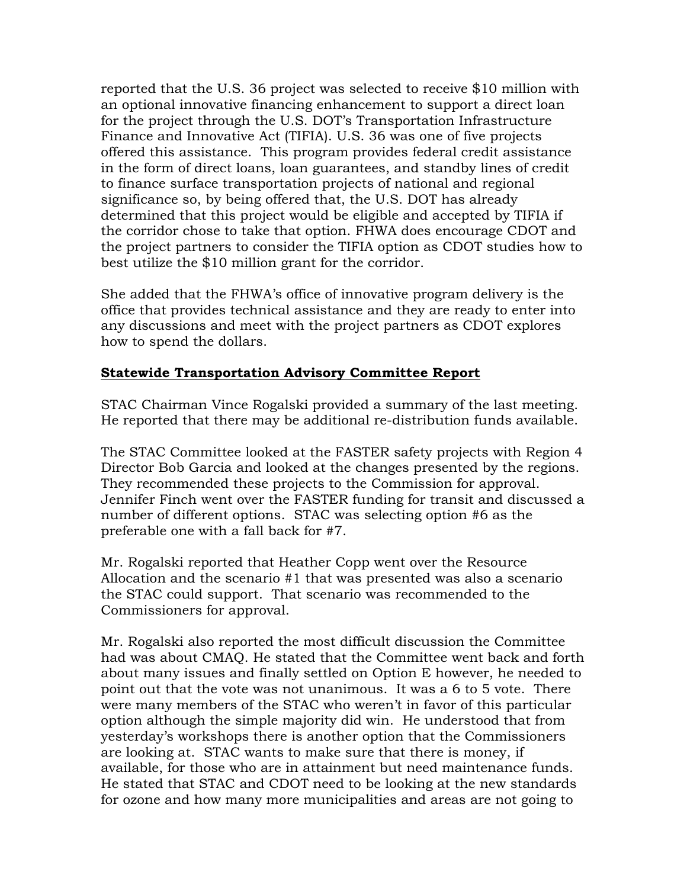reported that the U.S. 36 project was selected to receive $10 million with an optional innovative financing enhancement to support a direct loan for the project through the U.S. DOT's Transportation Infrastructure Finance and Innovative Act (TIFIA). U.S. 36 was one of five projects offered this assistance. This program provides federal credit assistance in the form of direct loans, loan guarantees, and standby lines of credit to finance surface transportation projects of national and regional significance so, by being offered that, the U.S. DOT has already determined that this project would be eligible and accepted by TIFIA if the corridor chose to take that option. FHWA does encourage CDOT and the project partners to consider the TIFIA option as CDOT studies how to best utilize the $10 million grant for the corridor.

She added that the FHWA's office of innovative program delivery is the office that provides technical assistance and they are ready to enter into any discussions and meet with the project partners as CDOT explores how to spend the dollars.

**Statewide Transportation Advisory Committee Report**

STAC Chairman Vince Rogalski provided a summary of the last meeting. He reported that there may be additional re-distribution funds available.

The STAC Committee looked at the FASTER safety projects with Region 4 Director Bob Garcia and looked at the changes presented by the regions. They recommended these projects to the Commission for approval. Jennifer Finch went over the FASTER funding for transit and discussed a number of different options. STAC was selecting option #6 as the preferable one with a fall back for #7.

Mr. Rogalski reported that Heather Copp went over the Resource Allocation and the scenario #1 that was presented was also a scenario the STAC could support. That scenario was recommended to the Commissioners for approval.

Mr. Rogalski also reported the most difficult discussion the Committee had was about CMAQ. He stated that the Committee went back and forth about many issues and finally settled on Option E however, he needed to point out that the vote was not unanimous. It was a 6 to 5 vote. There were many members of the STAC who weren't in favor of this particular option although the simple majority did win. He understood that from yesterday's workshops there is another option that the Commissioners are looking at. STAC wants to make sure that there is money, if available, for those who are in attainment but need maintenance funds. He stated that STAC and CDOT need to be looking at the new standards for ozone and how many more municipalities and areas are not going to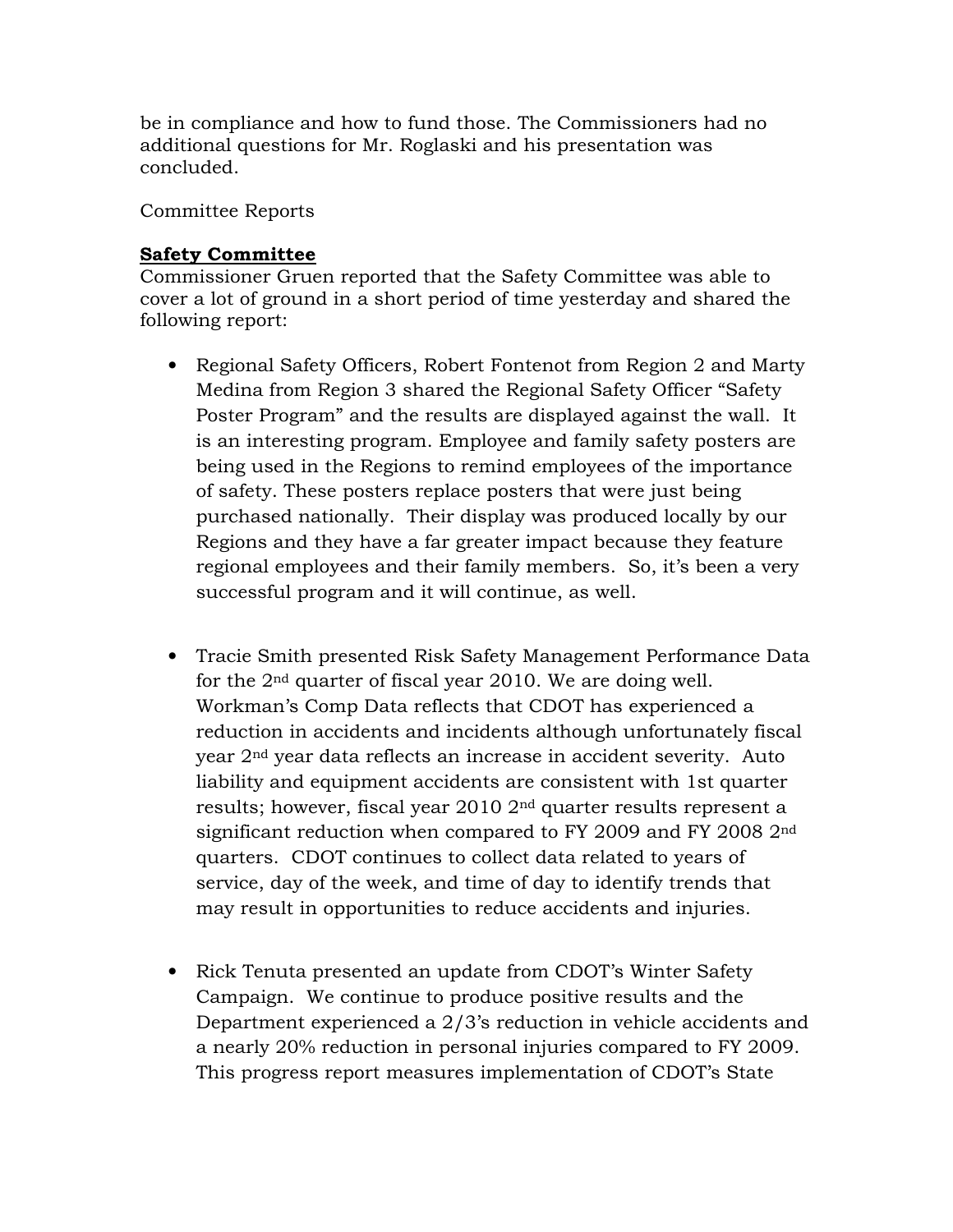be in compliance and how to fund those. The Commissioners had no additional questions for Mr. Roglaski and his presentation was concluded.

Committee Reports

**Safety Committee**

Commissioner Gruen reported that the Safety Committee was able to cover a lot of ground in a short period of time yesterday and shared the following report:

- Regional Safety Officers, Robert Fontenot from Region 2 and Marty Medina from Region 3 shared the Regional Safety Officer "Safety Poster Program" and the results are displayed against the wall. It is an interesting program. Employee and family safety posters are being used in the Regions to remind employees of the importance of safety. These posters replace posters that were just being purchased nationally. Their display was produced locally by our Regions and they have a far greater impact because they feature regional employees and their family members. So, it's been a very successful program and it will continue, as well.

- Tracie Smith presented Risk Safety Management Performance Data for the 2nd quarter of fiscal year 2010. We are doing well. Workman's Comp Data reflects that CDOT has experienced a reduction in accidents and incidents although unfortunately fiscal year 2nd year data reflects an increase in accident severity. Auto liability and equipment accidents are consistent with 1st quarter results; however, fiscal year 2010 2nd quarter results represent a significant reduction when compared to FY 2009 and FY 2008 2nd quarters. CDOT continues to collect data related to years of service, day of the week, and time of day to identify trends that may result in opportunities to reduce accidents and injuries.

- Rick Tenuta presented an update from CDOT's Winter Safety Campaign. We continue to produce positive results and the Department experienced a 2/3's reduction in vehicle accidents and a nearly 20% reduction in personal injuries compared to FY 2009. This progress report measures implementation of CDOT's State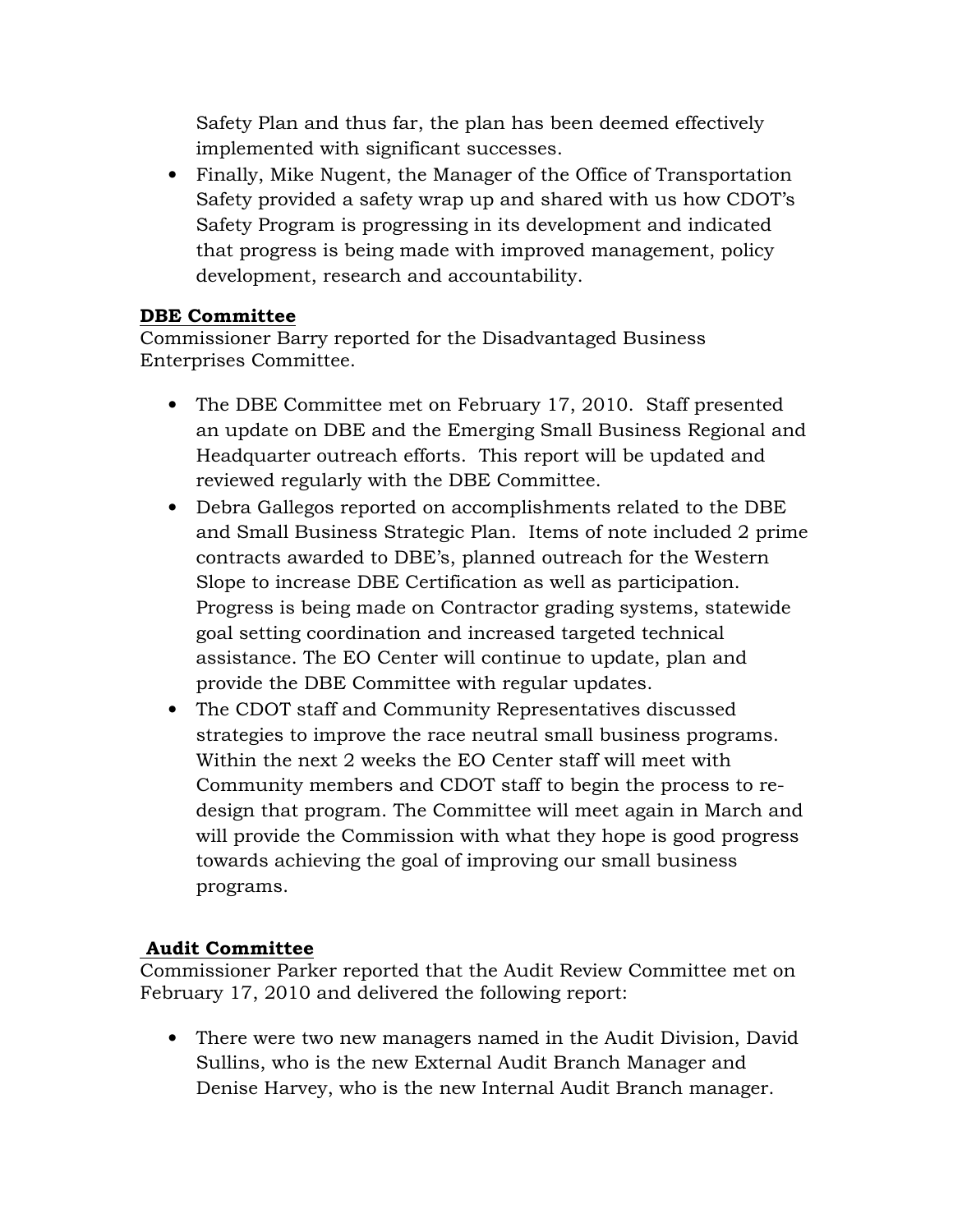Safety Plan and thus far, the plan has been deemed effectively implemented with significant successes.

- Finally, Mike Nugent, the Manager of the Office of Transportation Safety provided a safety wrap up and shared with us how CDOT's Safety Program is progressing in its development and indicated that progress is being made with improved management, policy development, research and accountability.

**DBE Committee**

Commissioner Barry reported for the Disadvantaged Business Enterprises Committee.

- The DBE Committee met on February 17, 2010. Staff presented an update on DBE and the Emerging Small Business Regional and Headquarter outreach efforts. This report will be updated and reviewed regularly with the DBE Committee.
- Debra Gallegos reported on accomplishments related to the DBE and Small Business Strategic Plan. Items of note included 2 prime contracts awarded to DBE's, planned outreach for the Western Slope to increase DBE Certification as well as participation. Progress is being made on Contractor grading systems, statewide goal setting coordination and increased targeted technical assistance. The EO Center will continue to update, plan and provide the DBE Committee with regular updates.
- The CDOT staff and Community Representatives discussed strategies to improve the race neutral small business programs. Within the next 2 weeks the EO Center staff will meet with Community members and CDOT staff to begin the process to re-design that program. The Committee will meet again in March and will provide the Commission with what they hope is good progress towards achieving the goal of improving our small business programs.

**Audit Committee**

Commissioner Parker reported that the Audit Review Committee met on February 17, 2010 and delivered the following report:

- There were two new managers named in the Audit Division, David Sullins, who is the new External Audit Branch Manager and Denise Harvey, who is the new Internal Audit Branch manager.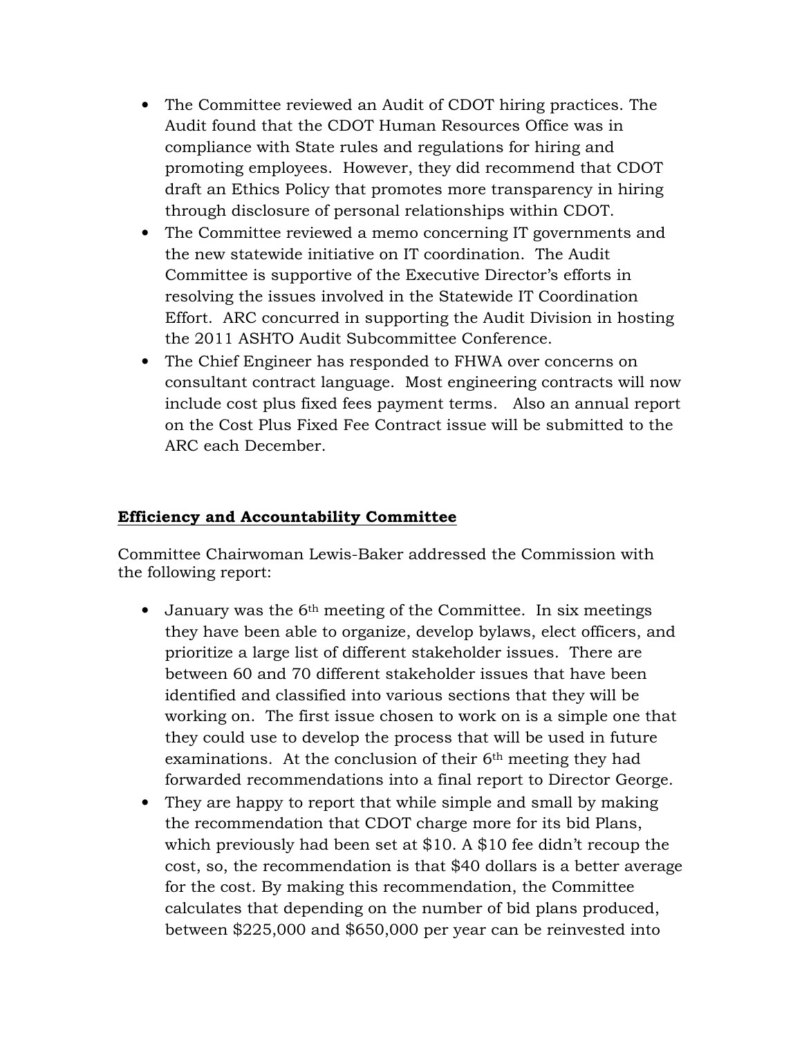- The Committee reviewed an Audit of CDOT hiring practices. The Audit found that the CDOT Human Resources Office was in compliance with State rules and regulations for hiring and promoting employees. However, they did recommend that CDOT draft an Ethics Policy that promotes more transparency in hiring through disclosure of personal relationships within CDOT.
- The Committee reviewed a memo concerning IT governments and the new statewide initiative on IT coordination. The Audit Committee is supportive of the Executive Director's efforts in resolving the issues involved in the Statewide IT Coordination Effort. ARC concurred in supporting the Audit Division in hosting the 2011 ASHTO Audit Subcommittee Conference.
- The Chief Engineer has responded to FHWA over concerns on consultant contract language. Most engineering contracts will now include cost plus fixed fees payment terms. Also an annual report on the Cost Plus Fixed Fee Contract issue will be submitted to the ARC each December.

**Efficiency and Accountability Committee**

Committee Chairwoman Lewis-Baker addressed the Commission with the following report:

- January was the 6th meeting of the Committee. In six meetings they have been able to organize, develop bylaws, elect officers, and prioritize a large list of different stakeholder issues. There are between 60 and 70 different stakeholder issues that have been identified and classified into various sections that they will be working on. The first issue chosen to work on is a simple one that they could use to develop the process that will be used in future examinations. At the conclusion of their 6th meeting they had forwarded recommendations into a final report to Director George.
- They are happy to report that while simple and small by making the recommendation that CDOT charge more for its bid Plans, which previously had been set at $10. A $10 fee didn't recoup the cost, so, the recommendation is that $40 dollars is a better average for the cost. By making this recommendation, the Committee calculates that depending on the number of bid plans produced, between $225,000 and $650,000 per year can be reinvested into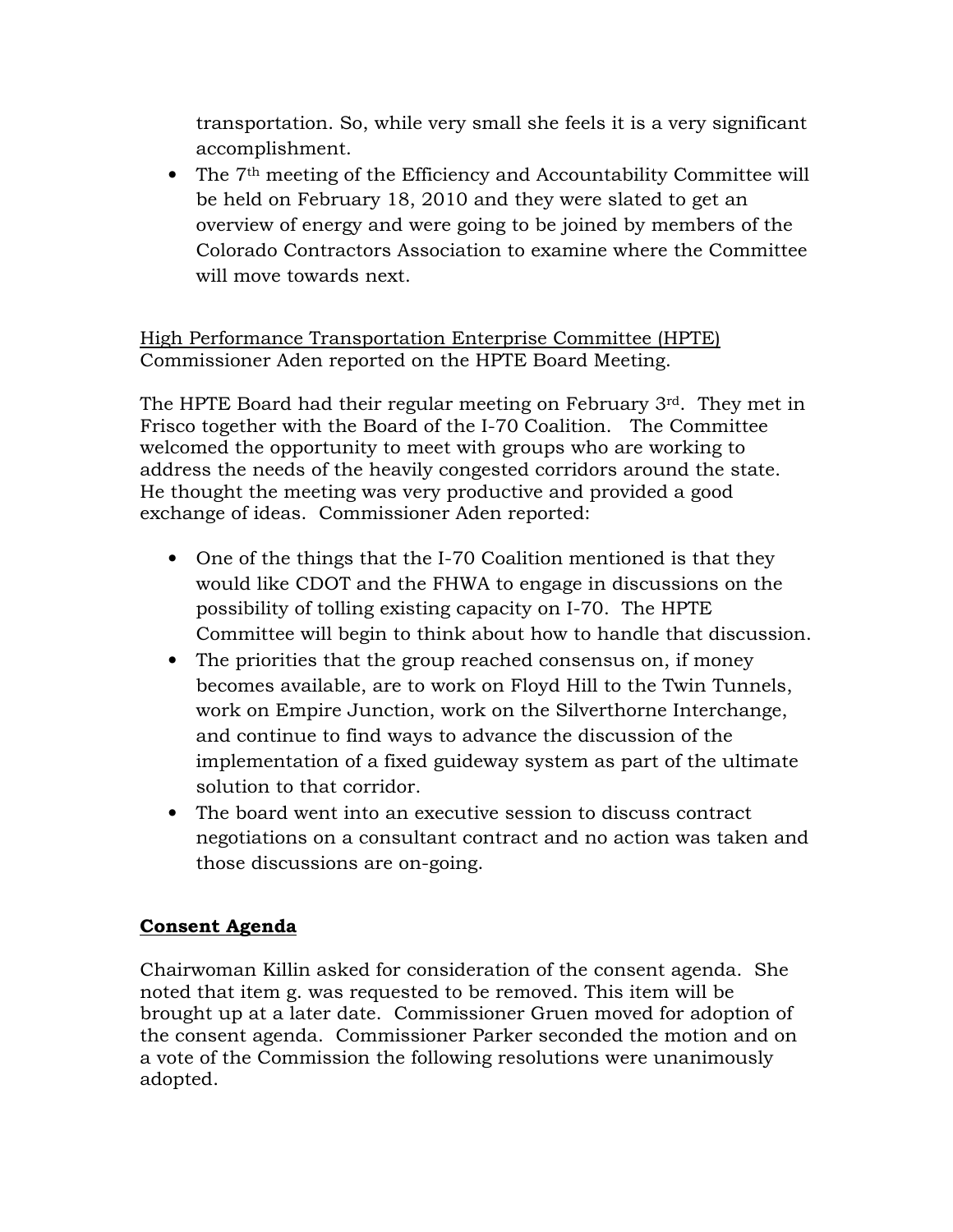transportation. So, while very small she feels it is a very significant accomplishment.

- The 7th meeting of the Efficiency and Accountability Committee will be held on February 18, 2010 and they were slated to get an overview of energy and were going to be joined by members of the Colorado Contractors Association to examine where the Committee will move towards next.

<u>High Performance Transportation Enterprise Committee (HPTE)</u>
Commissioner Aden reported on the HPTE Board Meeting.

The HPTE Board had their regular meeting on February 3rd. They met in Frisco together with the Board of the I-70 Coalition. The Committee welcomed the opportunity to meet with groups who are working to address the needs of the heavily congested corridors around the state. He thought the meeting was very productive and provided a good exchange of ideas. Commissioner Aden reported:

- One of the things that the I-70 Coalition mentioned is that they would like CDOT and the FHWA to engage in discussions on the possibility of tolling existing capacity on I-70. The HPTE Committee will begin to think about how to handle that discussion.
- The priorities that the group reached consensus on, if money becomes available, are to work on Floyd Hill to the Twin Tunnels, work on Empire Junction, work on the Silverthorne Interchange, and continue to find ways to advance the discussion of the implementation of a fixed guideway system as part of the ultimate solution to that corridor.
- The board went into an executive session to discuss contract negotiations on a consultant contract and no action was taken and those discussions are on-going.

## <u>Consent Agenda</u>

Chairwoman Killin asked for consideration of the consent agenda. She noted that item g. was requested to be removed. This item will be brought up at a later date. Commissioner Gruen moved for adoption of the consent agenda. Commissioner Parker seconded the motion and on a vote of the Commission the following resolutions were unanimously adopted.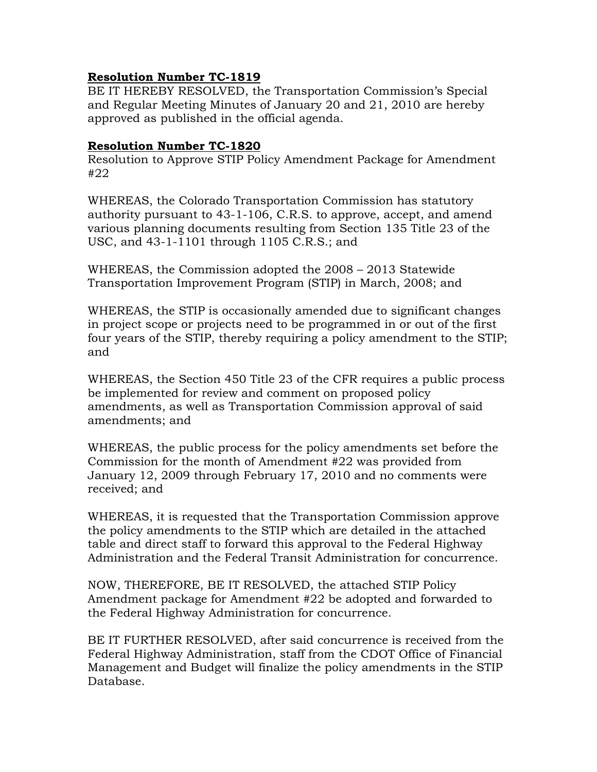**Resolution Number TC-1819**

BE IT HEREBY RESOLVED, the Transportation Commission's Special and Regular Meeting Minutes of January 20 and 21, 2010 are hereby approved as published in the official agenda.

**Resolution Number TC-1820**

Resolution to Approve STIP Policy Amendment Package for Amendment #22

WHEREAS, the Colorado Transportation Commission has statutory authority pursuant to 43-1-106, C.R.S. to approve, accept, and amend various planning documents resulting from Section 135 Title 23 of the USC, and 43-1-1101 through 1105 C.R.S.; and

WHEREAS, the Commission adopted the 2008 – 2013 Statewide Transportation Improvement Program (STIP) in March, 2008; and

WHEREAS, the STIP is occasionally amended due to significant changes in project scope or projects need to be programmed in or out of the first four years of the STIP, thereby requiring a policy amendment to the STIP; and

WHEREAS, the Section 450 Title 23 of the CFR requires a public process be implemented for review and comment on proposed policy amendments, as well as Transportation Commission approval of said amendments; and

WHEREAS, the public process for the policy amendments set before the Commission for the month of Amendment #22 was provided from January 12, 2009 through February 17, 2010 and no comments were received; and

WHEREAS, it is requested that the Transportation Commission approve the policy amendments to the STIP which are detailed in the attached table and direct staff to forward this approval to the Federal Highway Administration and the Federal Transit Administration for concurrence.

NOW, THEREFORE, BE IT RESOLVED, the attached STIP Policy Amendment package for Amendment #22 be adopted and forwarded to the Federal Highway Administration for concurrence.

BE IT FURTHER RESOLVED, after said concurrence is received from the Federal Highway Administration, staff from the CDOT Office of Financial Management and Budget will finalize the policy amendments in the STIP Database.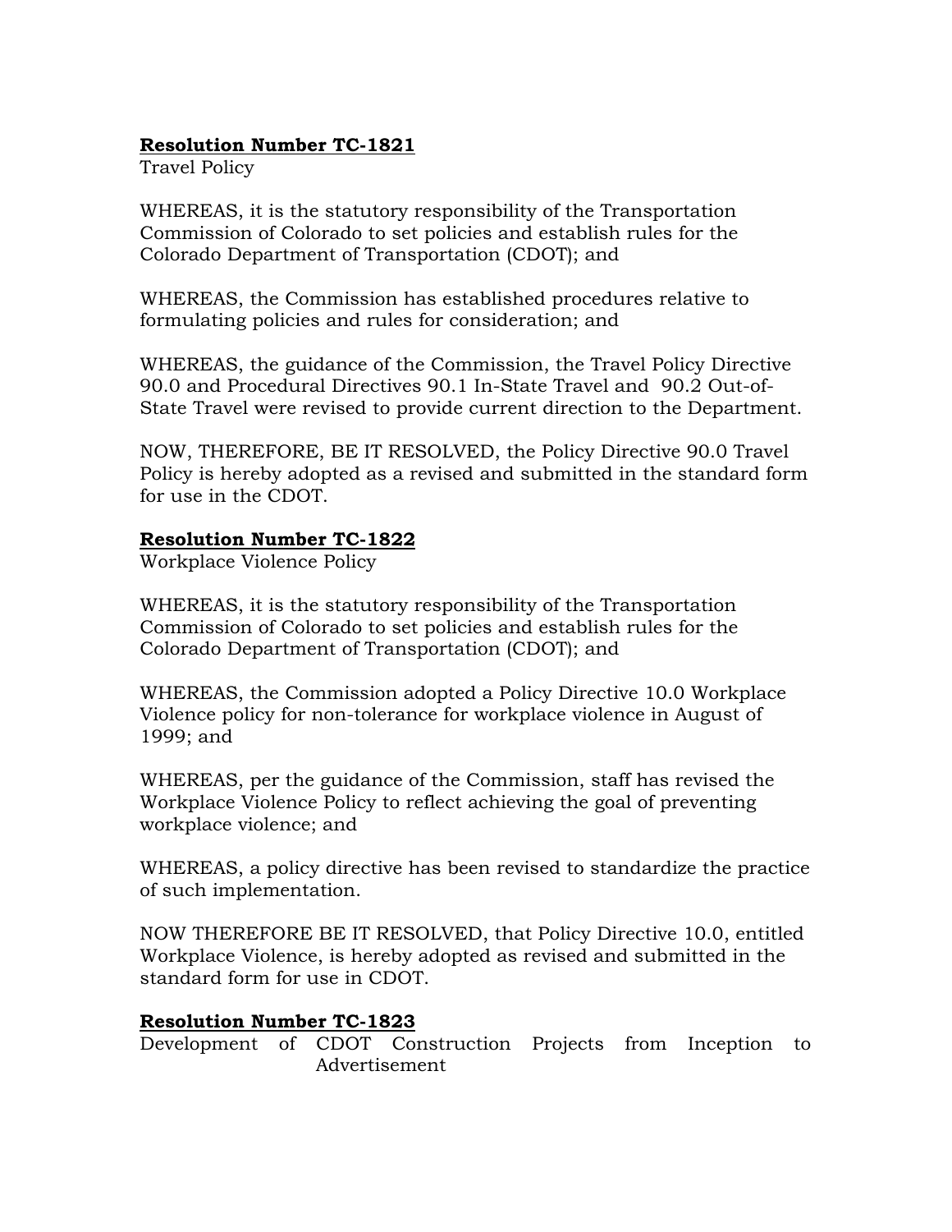**Resolution Number TC-1821**

Travel Policy

WHEREAS, it is the statutory responsibility of the Transportation Commission of Colorado to set policies and establish rules for the Colorado Department of Transportation (CDOT); and

WHEREAS, the Commission has established procedures relative to formulating policies and rules for consideration; and

WHEREAS, the guidance of the Commission, the Travel Policy Directive 90.0 and Procedural Directives 90.1 In-State Travel and 90.2 Out-of-State Travel were revised to provide current direction to the Department.

NOW, THEREFORE, BE IT RESOLVED, the Policy Directive 90.0 Travel Policy is hereby adopted as a revised and submitted in the standard form for use in the CDOT.

**Resolution Number TC-1822**

Workplace Violence Policy

WHEREAS, it is the statutory responsibility of the Transportation Commission of Colorado to set policies and establish rules for the Colorado Department of Transportation (CDOT); and

WHEREAS, the Commission adopted a Policy Directive 10.0 Workplace Violence policy for non-tolerance for workplace violence in August of 1999; and

WHEREAS, per the guidance of the Commission, staff has revised the Workplace Violence Policy to reflect achieving the goal of preventing workplace violence; and

WHEREAS, a policy directive has been revised to standardize the practice of such implementation.

NOW THEREFORE BE IT RESOLVED, that Policy Directive 10.0, entitled Workplace Violence, is hereby adopted as revised and submitted in the standard form for use in CDOT.

**Resolution Number TC-1823**

Development of CDOT Construction Projects from Inception to Advertisement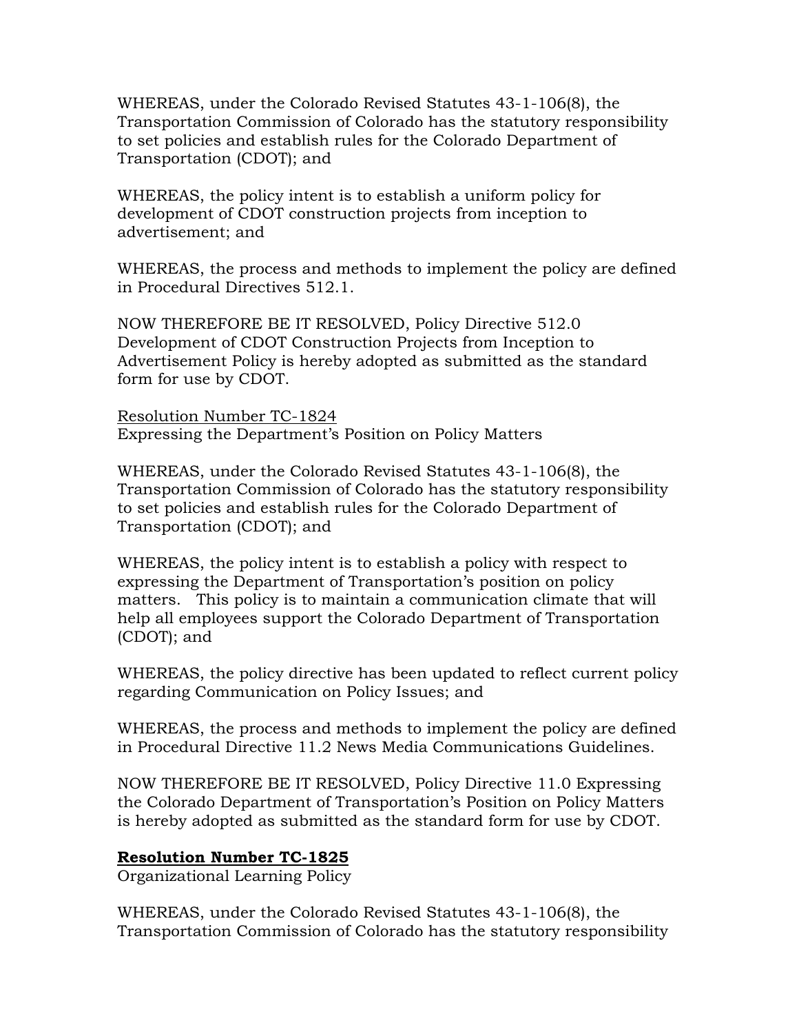WHEREAS, under the Colorado Revised Statutes 43-1-106(8), the Transportation Commission of Colorado has the statutory responsibility to set policies and establish rules for the Colorado Department of Transportation (CDOT); and

WHEREAS, the policy intent is to establish a uniform policy for development of CDOT construction projects from inception to advertisement; and

WHEREAS, the process and methods to implement the policy are defined in Procedural Directives 512.1.

NOW THEREFORE BE IT RESOLVED, Policy Directive 512.0 Development of CDOT Construction Projects from Inception to Advertisement Policy is hereby adopted as submitted as the standard form for use by CDOT.

<u>Resolution Number TC-1824</u>
Expressing the Department's Position on Policy Matters

WHEREAS, under the Colorado Revised Statutes 43-1-106(8), the Transportation Commission of Colorado has the statutory responsibility to set policies and establish rules for the Colorado Department of Transportation (CDOT); and

WHEREAS, the policy intent is to establish a policy with respect to expressing the Department of Transportation's position on policy matters. This policy is to maintain a communication climate that will help all employees support the Colorado Department of Transportation (CDOT); and

WHEREAS, the policy directive has been updated to reflect current policy regarding Communication on Policy Issues; and

WHEREAS, the process and methods to implement the policy are defined in Procedural Directive 11.2 News Media Communications Guidelines.

NOW THEREFORE BE IT RESOLVED, Policy Directive 11.0 Expressing the Colorado Department of Transportation's Position on Policy Matters is hereby adopted as submitted as the standard form for use by CDOT.

**<u>Resolution Number TC-1825</u>**
Organizational Learning Policy

WHEREAS, under the Colorado Revised Statutes 43-1-106(8), the Transportation Commission of Colorado has the statutory responsibility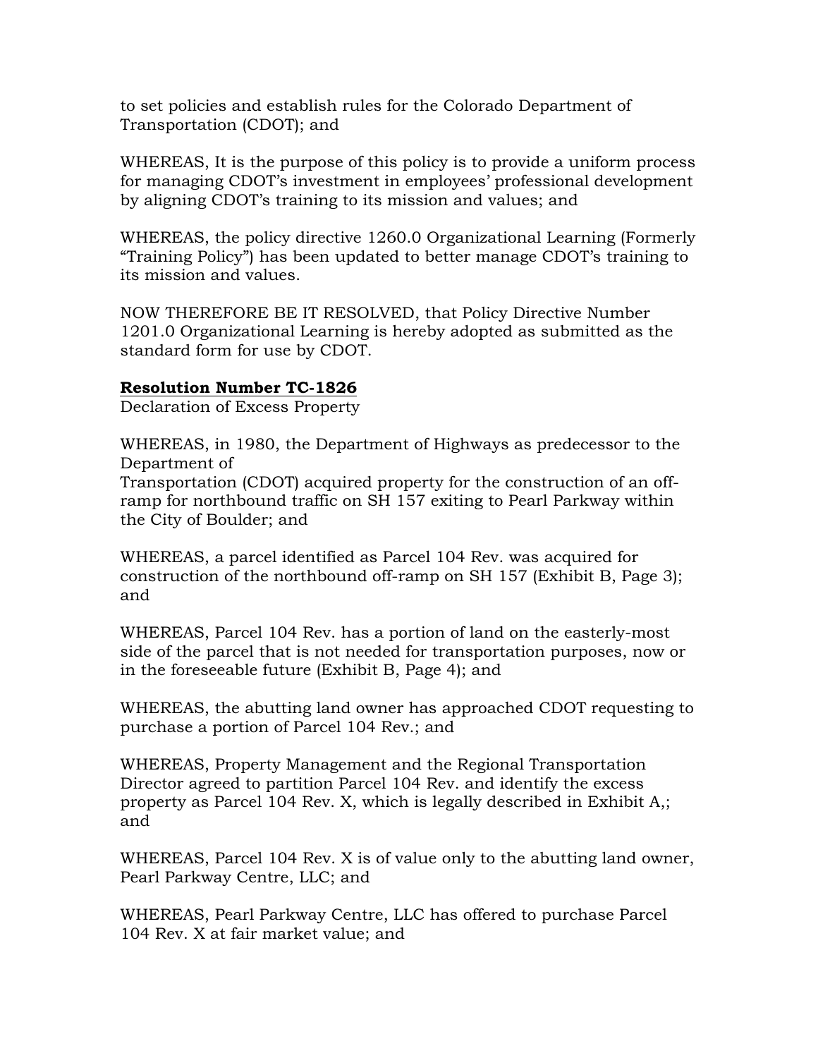to set policies and establish rules for the Colorado Department of Transportation (CDOT); and

WHEREAS, It is the purpose of this policy is to provide a uniform process for managing CDOT's investment in employees' professional development by aligning CDOT's training to its mission and values; and

WHEREAS, the policy directive 1260.0 Organizational Learning (Formerly "Training Policy") has been updated to better manage CDOT's training to its mission and values.

NOW THEREFORE BE IT RESOLVED, that Policy Directive Number 1201.0 Organizational Learning is hereby adopted as submitted as the standard form for use by CDOT.

**Resolution Number TC-1826**

Declaration of Excess Property

WHEREAS, in 1980, the Department of Highways as predecessor to the Department of
Transportation (CDOT) acquired property for the construction of an off-ramp for northbound traffic on SH 157 exiting to Pearl Parkway within the City of Boulder; and

WHEREAS, a parcel identified as Parcel 104 Rev. was acquired for construction of the northbound off-ramp on SH 157 (Exhibit B, Page 3); and

WHEREAS, Parcel 104 Rev. has a portion of land on the easterly-most side of the parcel that is not needed for transportation purposes, now or in the foreseeable future (Exhibit B, Page 4); and

WHEREAS, the abutting land owner has approached CDOT requesting to purchase a portion of Parcel 104 Rev.; and

WHEREAS, Property Management and the Regional Transportation Director agreed to partition Parcel 104 Rev. and identify the excess property as Parcel 104 Rev. X, which is legally described in Exhibit A,; and

WHEREAS, Parcel 104 Rev. X is of value only to the abutting land owner, Pearl Parkway Centre, LLC; and

WHEREAS, Pearl Parkway Centre, LLC has offered to purchase Parcel 104 Rev. X at fair market value; and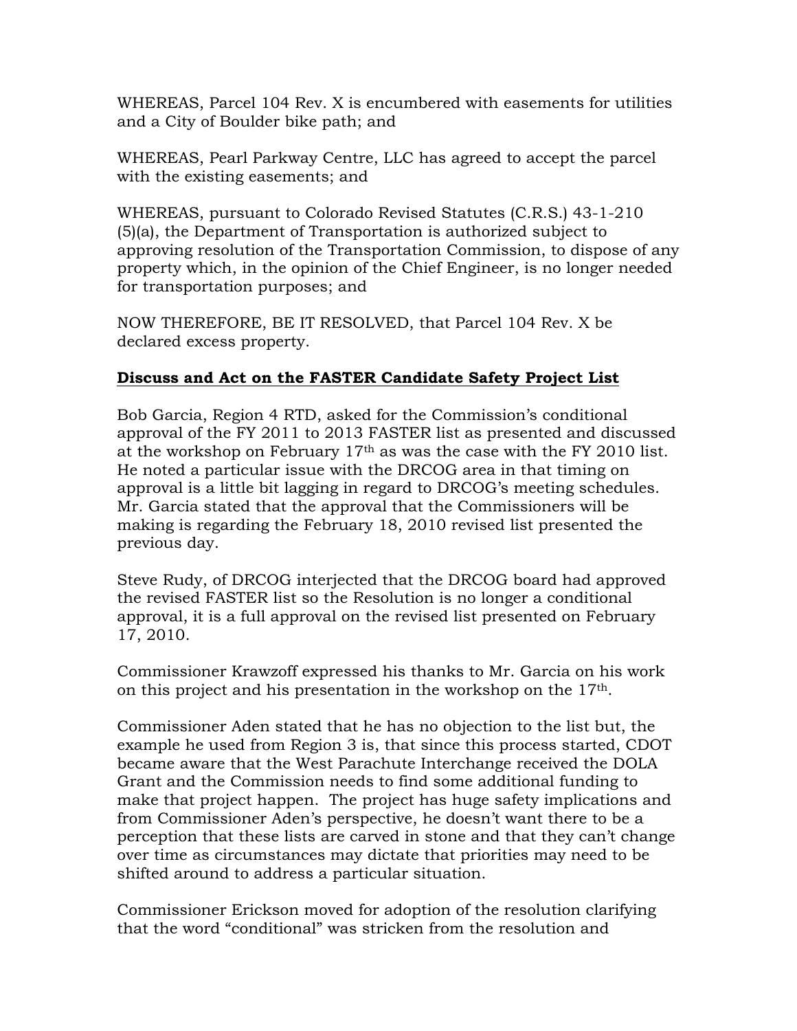WHEREAS, Parcel 104 Rev. X is encumbered with easements for utilities and a City of Boulder bike path; and

WHEREAS, Pearl Parkway Centre, LLC has agreed to accept the parcel with the existing easements; and

WHEREAS, pursuant to Colorado Revised Statutes (C.R.S.) 43-1-210 (5)(a), the Department of Transportation is authorized subject to approving resolution of the Transportation Commission, to dispose of any property which, in the opinion of the Chief Engineer, is no longer needed for transportation purposes; and

NOW THEREFORE, BE IT RESOLVED, that Parcel 104 Rev. X be declared excess property.

**Discuss and Act on the FASTER Candidate Safety Project List**

Bob Garcia, Region 4 RTD, asked for the Commission's conditional approval of the FY 2011 to 2013 FASTER list as presented and discussed at the workshop on February 17th as was the case with the FY 2010 list. He noted a particular issue with the DRCOG area in that timing on approval is a little bit lagging in regard to DRCOG's meeting schedules. Mr. Garcia stated that the approval that the Commissioners will be making is regarding the February 18, 2010 revised list presented the previous day.

Steve Rudy, of DRCOG interjected that the DRCOG board had approved the revised FASTER list so the Resolution is no longer a conditional approval, it is a full approval on the revised list presented on February 17, 2010.

Commissioner Krawzoff expressed his thanks to Mr. Garcia on his work on this project and his presentation in the workshop on the 17th.

Commissioner Aden stated that he has no objection to the list but, the example he used from Region 3 is, that since this process started, CDOT became aware that the West Parachute Interchange received the DOLA Grant and the Commission needs to find some additional funding to make that project happen. The project has huge safety implications and from Commissioner Aden's perspective, he doesn't want there to be a perception that these lists are carved in stone and that they can't change over time as circumstances may dictate that priorities may need to be shifted around to address a particular situation.

Commissioner Erickson moved for adoption of the resolution clarifying that the word "conditional" was stricken from the resolution and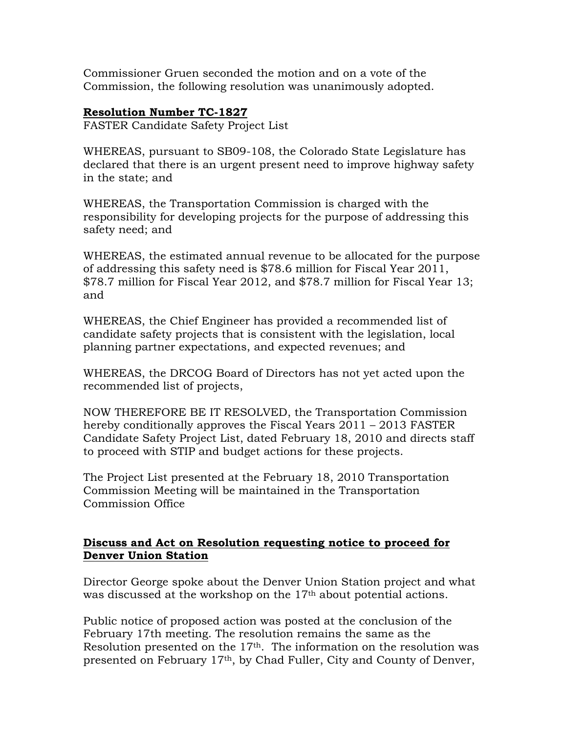Commissioner Gruen seconded the motion and on a vote of the Commission, the following resolution was unanimously adopted.

**Resolution Number TC-1827**

FASTER Candidate Safety Project List

WHEREAS, pursuant to SB09-108, the Colorado State Legislature has declared that there is an urgent present need to improve highway safety in the state; and

WHEREAS, the Transportation Commission is charged with the responsibility for developing projects for the purpose of addressing this safety need; and

WHEREAS, the estimated annual revenue to be allocated for the purpose of addressing this safety need is $78.6 million for Fiscal Year 2011, $78.7 million for Fiscal Year 2012, and $78.7 million for Fiscal Year 13; and

WHEREAS, the Chief Engineer has provided a recommended list of candidate safety projects that is consistent with the legislation, local planning partner expectations, and expected revenues; and

WHEREAS, the DRCOG Board of Directors has not yet acted upon the recommended list of projects,

NOW THEREFORE BE IT RESOLVED, the Transportation Commission hereby conditionally approves the Fiscal Years 2011 – 2013 FASTER Candidate Safety Project List, dated February 18, 2010 and directs staff to proceed with STIP and budget actions for these projects.

The Project List presented at the February 18, 2010 Transportation Commission Meeting will be maintained in the Transportation Commission Office

**Discuss and Act on Resolution requesting notice to proceed for Denver Union Station**

Director George spoke about the Denver Union Station project and what was discussed at the workshop on the 17th about potential actions.

Public notice of proposed action was posted at the conclusion of the February 17th meeting. The resolution remains the same as the Resolution presented on the 17th. The information on the resolution was presented on February 17th, by Chad Fuller, City and County of Denver,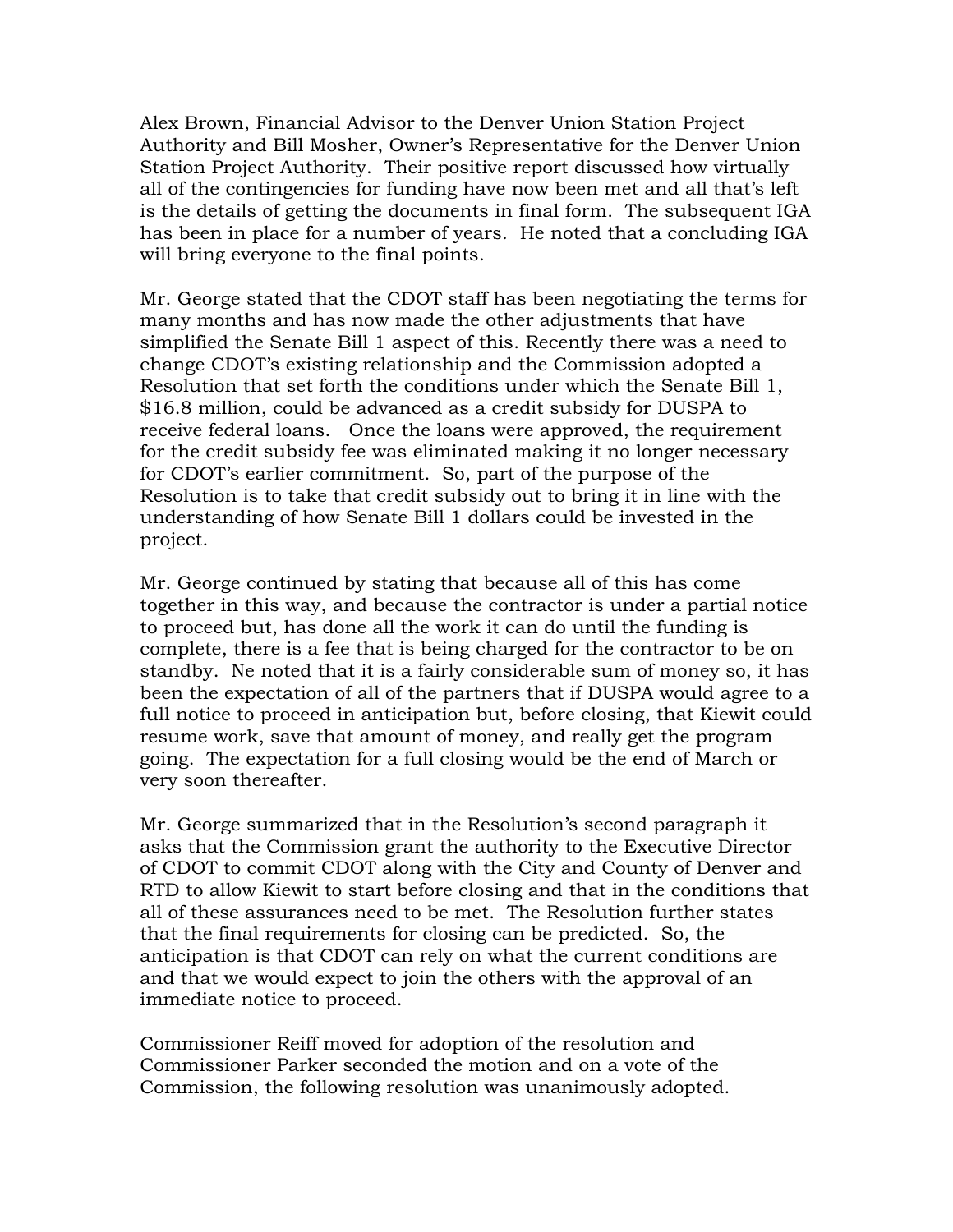Alex Brown, Financial Advisor to the Denver Union Station Project Authority and Bill Mosher, Owner's Representative for the Denver Union Station Project Authority. Their positive report discussed how virtually all of the contingencies for funding have now been met and all that's left is the details of getting the documents in final form. The subsequent IGA has been in place for a number of years. He noted that a concluding IGA will bring everyone to the final points.

Mr. George stated that the CDOT staff has been negotiating the terms for many months and has now made the other adjustments that have simplified the Senate Bill 1 aspect of this. Recently there was a need to change CDOT's existing relationship and the Commission adopted a Resolution that set forth the conditions under which the Senate Bill 1, $16.8 million, could be advanced as a credit subsidy for DUSPA to receive federal loans. Once the loans were approved, the requirement for the credit subsidy fee was eliminated making it no longer necessary for CDOT's earlier commitment. So, part of the purpose of the Resolution is to take that credit subsidy out to bring it in line with the understanding of how Senate Bill 1 dollars could be invested in the project.

Mr. George continued by stating that because all of this has come together in this way, and because the contractor is under a partial notice to proceed but, has done all the work it can do until the funding is complete, there is a fee that is being charged for the contractor to be on standby. Ne noted that it is a fairly considerable sum of money so, it has been the expectation of all of the partners that if DUSPA would agree to a full notice to proceed in anticipation but, before closing, that Kiewit could resume work, save that amount of money, and really get the program going. The expectation for a full closing would be the end of March or very soon thereafter.

Mr. George summarized that in the Resolution's second paragraph it asks that the Commission grant the authority to the Executive Director of CDOT to commit CDOT along with the City and County of Denver and RTD to allow Kiewit to start before closing and that in the conditions that all of these assurances need to be met. The Resolution further states that the final requirements for closing can be predicted. So, the anticipation is that CDOT can rely on what the current conditions are and that we would expect to join the others with the approval of an immediate notice to proceed.

Commissioner Reiff moved for adoption of the resolution and Commissioner Parker seconded the motion and on a vote of the Commission, the following resolution was unanimously adopted.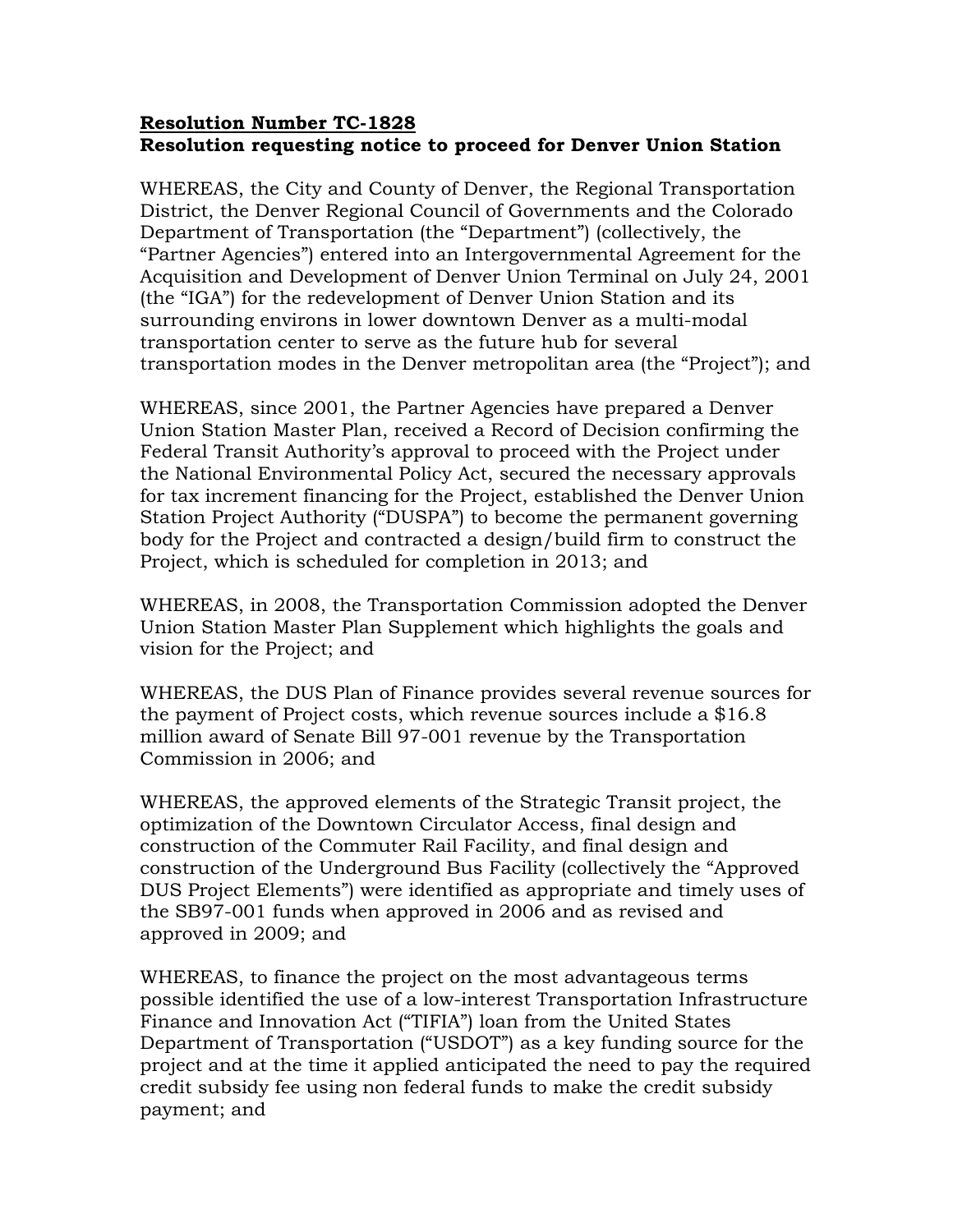**Resolution Number TC-1828**
**Resolution requesting notice to proceed for Denver Union Station**

WHEREAS, the City and County of Denver, the Regional Transportation District, the Denver Regional Council of Governments and the Colorado Department of Transportation (the "Department") (collectively, the "Partner Agencies") entered into an Intergovernmental Agreement for the Acquisition and Development of Denver Union Terminal on July 24, 2001 (the "IGA") for the redevelopment of Denver Union Station and its surrounding environs in lower downtown Denver as a multi-modal transportation center to serve as the future hub for several transportation modes in the Denver metropolitan area (the "Project"); and

WHEREAS, since 2001, the Partner Agencies have prepared a Denver Union Station Master Plan, received a Record of Decision confirming the Federal Transit Authority's approval to proceed with the Project under the National Environmental Policy Act, secured the necessary approvals for tax increment financing for the Project, established the Denver Union Station Project Authority ("DUSPA") to become the permanent governing body for the Project and contracted a design/build firm to construct the Project, which is scheduled for completion in 2013; and

WHEREAS, in 2008, the Transportation Commission adopted the Denver Union Station Master Plan Supplement which highlights the goals and vision for the Project; and

WHEREAS, the DUS Plan of Finance provides several revenue sources for the payment of Project costs, which revenue sources include a $16.8 million award of Senate Bill 97-001 revenue by the Transportation Commission in 2006; and

WHEREAS, the approved elements of the Strategic Transit project, the optimization of the Downtown Circulator Access, final design and construction of the Commuter Rail Facility, and final design and construction of the Underground Bus Facility (collectively the "Approved DUS Project Elements") were identified as appropriate and timely uses of the SB97-001 funds when approved in 2006 and as revised and approved in 2009; and

WHEREAS, to finance the project on the most advantageous terms possible identified the use of a low-interest Transportation Infrastructure Finance and Innovation Act ("TIFIA") loan from the United States Department of Transportation ("USDOT") as a key funding source for the project and at the time it applied anticipated the need to pay the required credit subsidy fee using non federal funds to make the credit subsidy payment; and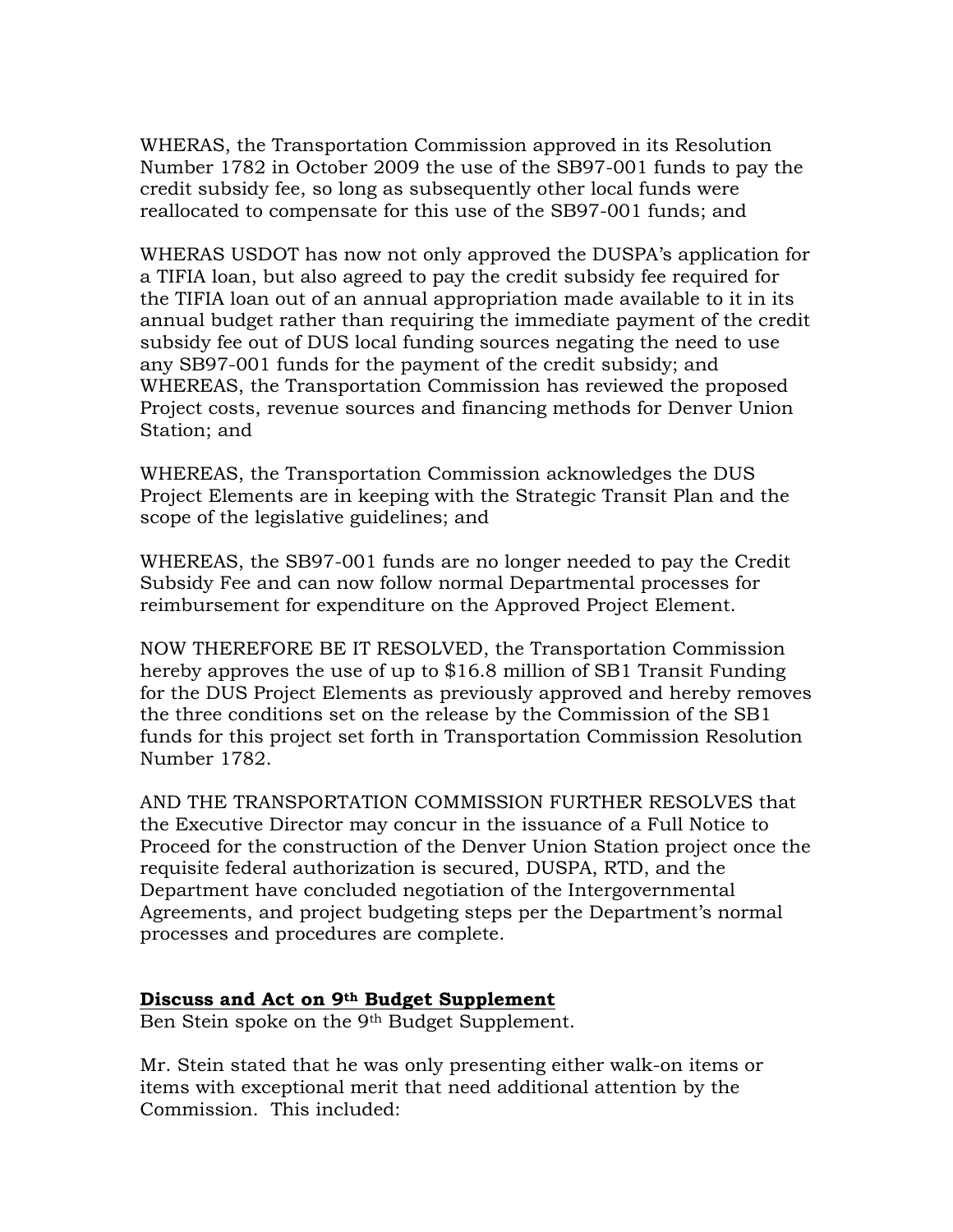WHERAS, the Transportation Commission approved in its Resolution Number 1782 in October 2009 the use of the SB97-001 funds to pay the credit subsidy fee, so long as subsequently other local funds were reallocated to compensate for this use of the SB97-001 funds; and

WHERAS USDOT has now not only approved the DUSPA's application for a TIFIA loan, but also agreed to pay the credit subsidy fee required for the TIFIA loan out of an annual appropriation made available to it in its annual budget rather than requiring the immediate payment of the credit subsidy fee out of DUS local funding sources negating the need to use any SB97-001 funds for the payment of the credit subsidy; and
WHEREAS, the Transportation Commission has reviewed the proposed Project costs, revenue sources and financing methods for Denver Union Station; and

WHEREAS, the Transportation Commission acknowledges the DUS Project Elements are in keeping with the Strategic Transit Plan and the scope of the legislative guidelines; and

WHEREAS, the SB97-001 funds are no longer needed to pay the Credit Subsidy Fee and can now follow normal Departmental processes for reimbursement for expenditure on the Approved Project Element.

NOW THEREFORE BE IT RESOLVED, the Transportation Commission hereby approves the use of up to $16.8 million of SB1 Transit Funding for the DUS Project Elements as previously approved and hereby removes the three conditions set on the release by the Commission of the SB1 funds for this project set forth in Transportation Commission Resolution Number 1782.

AND THE TRANSPORTATION COMMISSION FURTHER RESOLVES that the Executive Director may concur in the issuance of a Full Notice to Proceed for the construction of the Denver Union Station project once the requisite federal authorization is secured, DUSPA, RTD, and the Department have concluded negotiation of the Intergovernmental Agreements, and project budgeting steps per the Department's normal processes and procedures are complete.

**Discuss and Act on 9th Budget Supplement**

Ben Stein spoke on the 9th Budget Supplement.

Mr. Stein stated that he was only presenting either walk-on items or items with exceptional merit that need additional attention by the Commission. This included: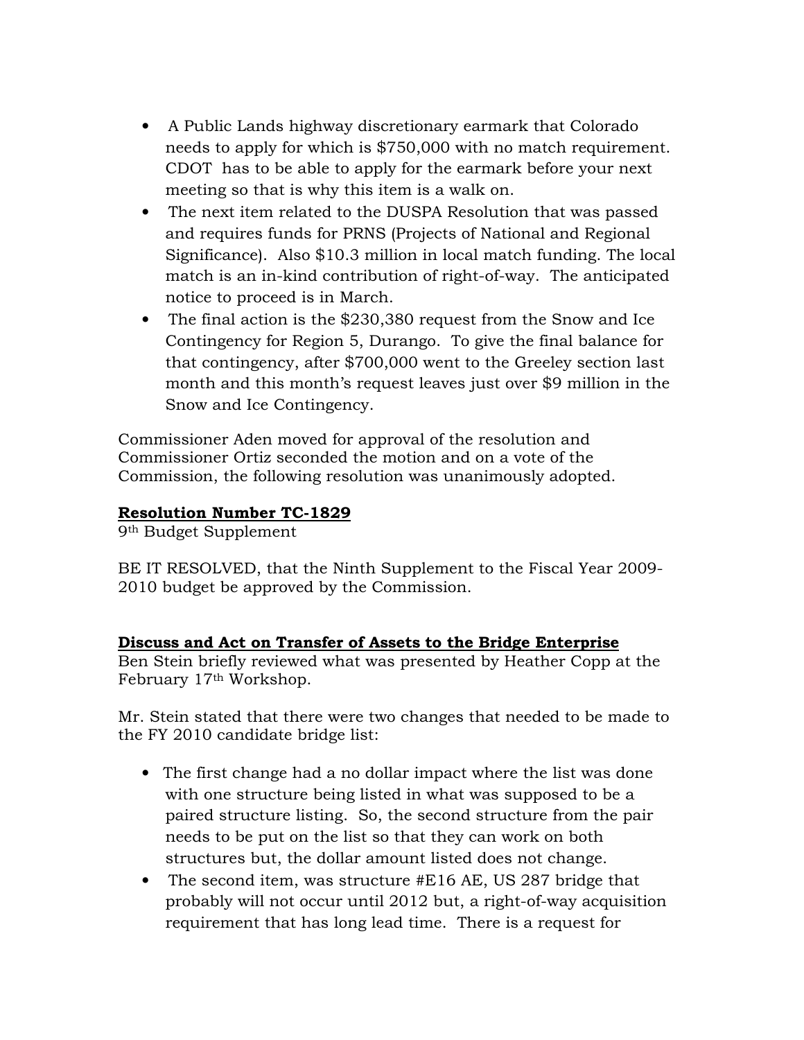- A Public Lands highway discretionary earmark that Colorado needs to apply for which is $750,000 with no match requirement. CDOT has to be able to apply for the earmark before your next meeting so that is why this item is a walk on.
- The next item related to the DUSPA Resolution that was passed and requires funds for PRNS (Projects of National and Regional Significance). Also $10.3 million in local match funding. The local match is an in-kind contribution of right-of-way. The anticipated notice to proceed is in March.
- The final action is the $230,380 request from the Snow and Ice Contingency for Region 5, Durango. To give the final balance for that contingency, after $700,000 went to the Greeley section last month and this month's request leaves just over $9 million in the Snow and Ice Contingency.

Commissioner Aden moved for approval of the resolution and Commissioner Ortiz seconded the motion and on a vote of the Commission, the following resolution was unanimously adopted.

**Resolution Number TC-1829**
9th Budget Supplement

BE IT RESOLVED, that the Ninth Supplement to the Fiscal Year 2009-2010 budget be approved by the Commission.

**Discuss and Act on Transfer of Assets to the Bridge Enterprise**
Ben Stein briefly reviewed what was presented by Heather Copp at the February 17th Workshop.

Mr. Stein stated that there were two changes that needed to be made to the FY 2010 candidate bridge list:

- The first change had a no dollar impact where the list was done with one structure being listed in what was supposed to be a paired structure listing. So, the second structure from the pair needs to be put on the list so that they can work on both structures but, the dollar amount listed does not change.
- The second item, was structure #E16 AE, US 287 bridge that probably will not occur until 2012 but, a right-of-way acquisition requirement that has long lead time. There is a request for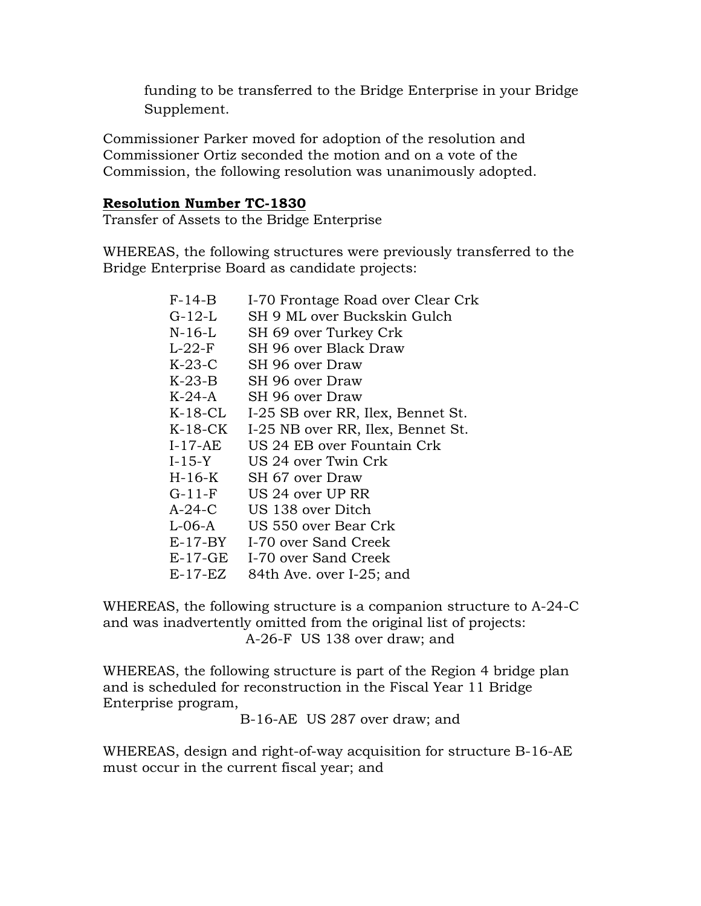funding to be transferred to the Bridge Enterprise in your Bridge Supplement.

Commissioner Parker moved for adoption of the resolution and Commissioner Ortiz seconded the motion and on a vote of the Commission, the following resolution was unanimously adopted.

**Resolution Number TC-1830**

Transfer of Assets to the Bridge Enterprise

WHEREAS, the following structures were previously transferred to the Bridge Enterprise Board as candidate projects:

| | |
|---|---|
| F-14-B | I-70 Frontage Road over Clear Crk |
| G-12-L | SH 9 ML over Buckskin Gulch |
| N-16-L | SH 69 over Turkey Crk |
| L-22-F | SH 96 over Black Draw |
| K-23-C | SH 96 over Draw |
| K-23-B | SH 96 over Draw |
| K-24-A | SH 96 over Draw |
| K-18-CL | I-25 SB over RR, Ilex, Bennet St. |
| K-18-CK | I-25 NB over RR, Ilex, Bennet St. |
| I-17-AE | US 24 EB over Fountain Crk |
| I-15-Y | US 24 over Twin Crk |
| H-16-K | SH 67 over Draw |
| G-11-F | US 24 over UP RR |
| A-24-C | US 138 over Ditch |
| L-06-A | US 550 over Bear Crk |
| E-17-BY | I-70 over Sand Creek |
| E-17-GE | I-70 over Sand Creek |
| E-17-EZ | 84th Ave. over I-25; and |

WHEREAS, the following structure is a companion structure to A-24-C and was inadvertently omitted from the original list of projects:

A-26-F US 138 over draw; and

WHEREAS, the following structure is part of the Region 4 bridge plan and is scheduled for reconstruction in the Fiscal Year 11 Bridge Enterprise program,

B-16-AE US 287 over draw; and

WHEREAS, design and right-of-way acquisition for structure B-16-AE must occur in the current fiscal year; and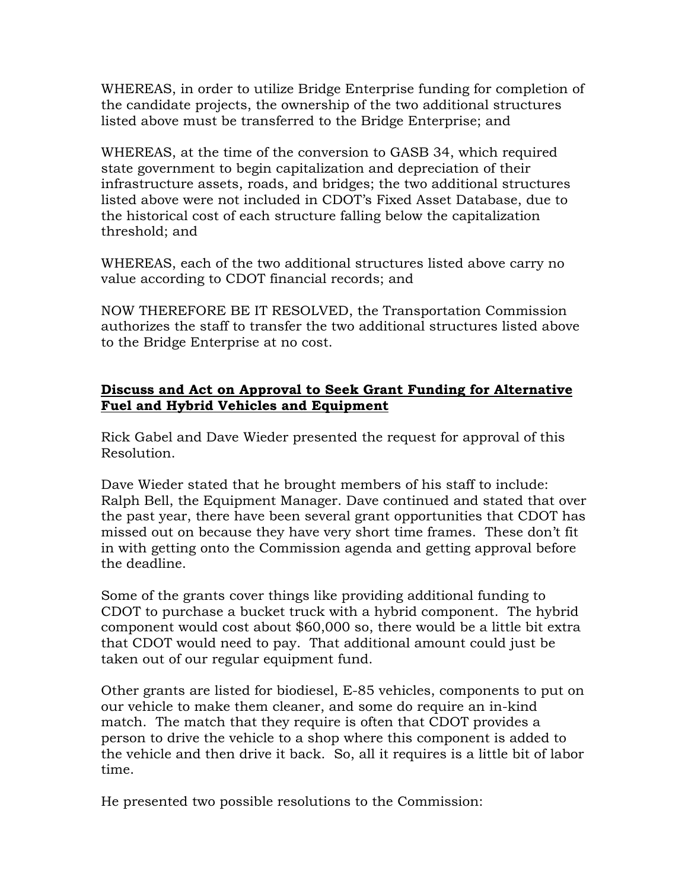WHEREAS, in order to utilize Bridge Enterprise funding for completion of the candidate projects, the ownership of the two additional structures listed above must be transferred to the Bridge Enterprise; and

WHEREAS, at the time of the conversion to GASB 34, which required state government to begin capitalization and depreciation of their infrastructure assets, roads, and bridges; the two additional structures listed above were not included in CDOT's Fixed Asset Database, due to the historical cost of each structure falling below the capitalization threshold; and

WHEREAS, each of the two additional structures listed above carry no value according to CDOT financial records; and

NOW THEREFORE BE IT RESOLVED, the Transportation Commission authorizes the staff to transfer the two additional structures listed above to the Bridge Enterprise at no cost.

**Discuss and Act on Approval to Seek Grant Funding for Alternative Fuel and Hybrid Vehicles and Equipment**

Rick Gabel and Dave Wieder presented the request for approval of this Resolution.

Dave Wieder stated that he brought members of his staff to include: Ralph Bell, the Equipment Manager. Dave continued and stated that over the past year, there have been several grant opportunities that CDOT has missed out on because they have very short time frames. These don't fit in with getting onto the Commission agenda and getting approval before the deadline.

Some of the grants cover things like providing additional funding to CDOT to purchase a bucket truck with a hybrid component. The hybrid component would cost about $60,000 so, there would be a little bit extra that CDOT would need to pay. That additional amount could just be taken out of our regular equipment fund.

Other grants are listed for biodiesel, E-85 vehicles, components to put on our vehicle to make them cleaner, and some do require an in-kind match. The match that they require is often that CDOT provides a person to drive the vehicle to a shop where this component is added to the vehicle and then drive it back. So, all it requires is a little bit of labor time.

He presented two possible resolutions to the Commission: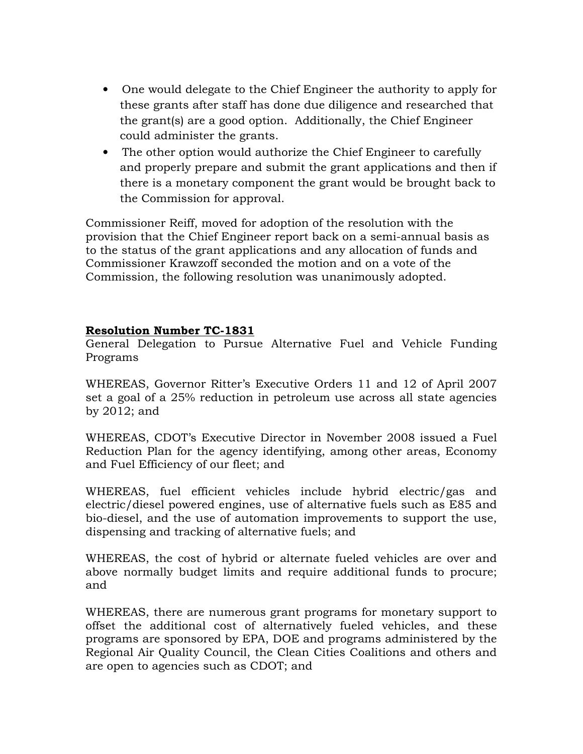- One would delegate to the Chief Engineer the authority to apply for these grants after staff has done due diligence and researched that the grant(s) are a good option. Additionally, the Chief Engineer could administer the grants.
- The other option would authorize the Chief Engineer to carefully and properly prepare and submit the grant applications and then if there is a monetary component the grant would be brought back to the Commission for approval.

Commissioner Reiff, moved for adoption of the resolution with the provision that the Chief Engineer report back on a semi-annual basis as to the status of the grant applications and any allocation of funds and Commissioner Krawzoff seconded the motion and on a vote of the Commission, the following resolution was unanimously adopted.

**Resolution Number TC-1831**

General Delegation to Pursue Alternative Fuel and Vehicle Funding Programs

WHEREAS, Governor Ritter's Executive Orders 11 and 12 of April 2007 set a goal of a 25% reduction in petroleum use across all state agencies by 2012; and

WHEREAS, CDOT's Executive Director in November 2008 issued a Fuel Reduction Plan for the agency identifying, among other areas, Economy and Fuel Efficiency of our fleet; and

WHEREAS, fuel efficient vehicles include hybrid electric/gas and electric/diesel powered engines, use of alternative fuels such as E85 and bio-diesel, and the use of automation improvements to support the use, dispensing and tracking of alternative fuels; and

WHEREAS, the cost of hybrid or alternate fueled vehicles are over and above normally budget limits and require additional funds to procure; and

WHEREAS, there are numerous grant programs for monetary support to offset the additional cost of alternatively fueled vehicles, and these programs are sponsored by EPA, DOE and programs administered by the Regional Air Quality Council, the Clean Cities Coalitions and others and are open to agencies such as CDOT; and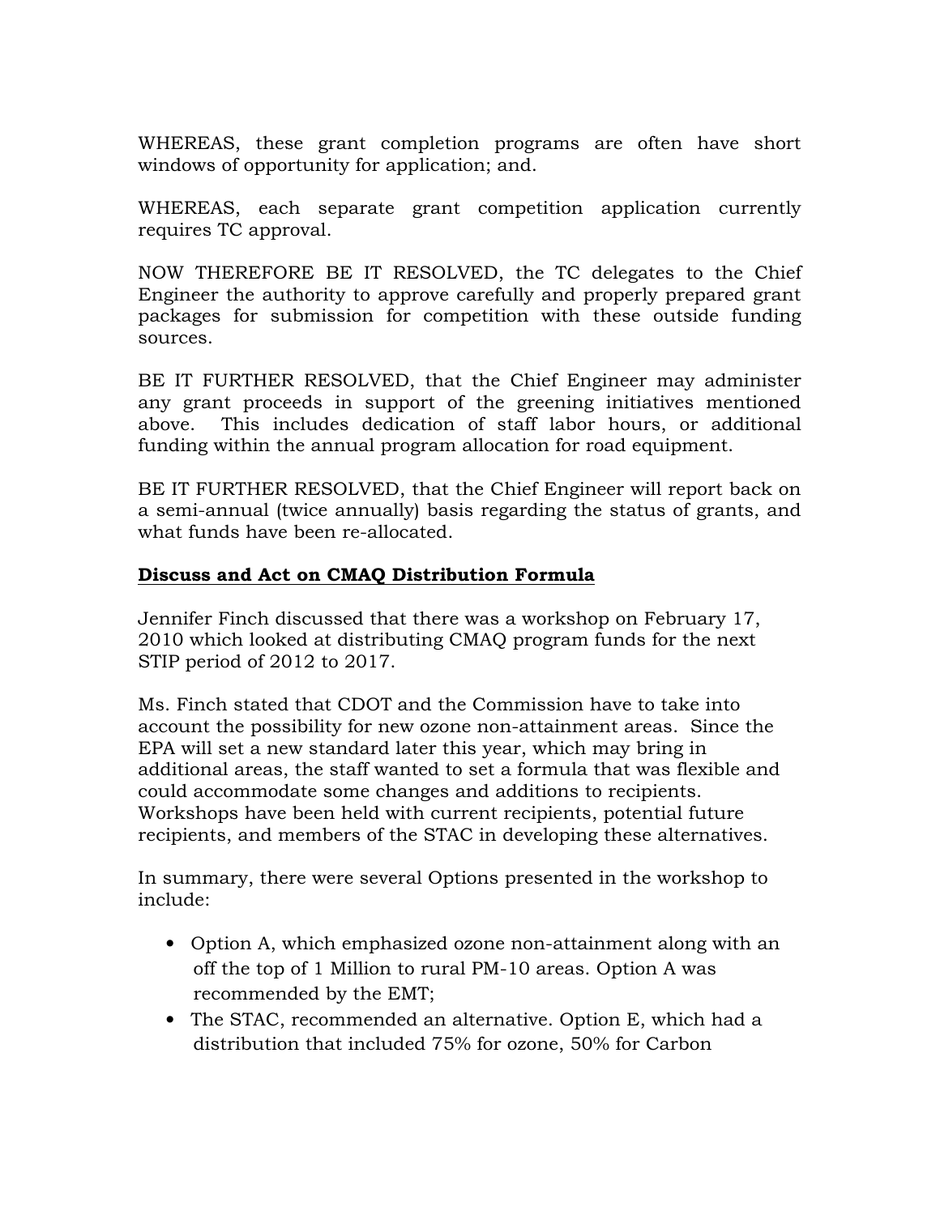WHEREAS, these grant completion programs are often have short windows of opportunity for application; and.

WHEREAS, each separate grant competition application currently requires TC approval.

NOW THEREFORE BE IT RESOLVED, the TC delegates to the Chief Engineer the authority to approve carefully and properly prepared grant packages for submission for competition with these outside funding sources.

BE IT FURTHER RESOLVED, that the Chief Engineer may administer any grant proceeds in support of the greening initiatives mentioned above. This includes dedication of staff labor hours, or additional funding within the annual program allocation for road equipment.

BE IT FURTHER RESOLVED, that the Chief Engineer will report back on a semi-annual (twice annually) basis regarding the status of grants, and what funds have been re-allocated.

**Discuss and Act on CMAQ Distribution Formula**

Jennifer Finch discussed that there was a workshop on February 17, 2010 which looked at distributing CMAQ program funds for the next STIP period of 2012 to 2017.

Ms. Finch stated that CDOT and the Commission have to take into account the possibility for new ozone non-attainment areas. Since the EPA will set a new standard later this year, which may bring in additional areas, the staff wanted to set a formula that was flexible and could accommodate some changes and additions to recipients. Workshops have been held with current recipients, potential future recipients, and members of the STAC in developing these alternatives.

In summary, there were several Options presented in the workshop to include:

- Option A, which emphasized ozone non-attainment along with an off the top of 1 Million to rural PM-10 areas. Option A was recommended by the EMT;
- The STAC, recommended an alternative. Option E, which had a distribution that included 75% for ozone, 50% for Carbon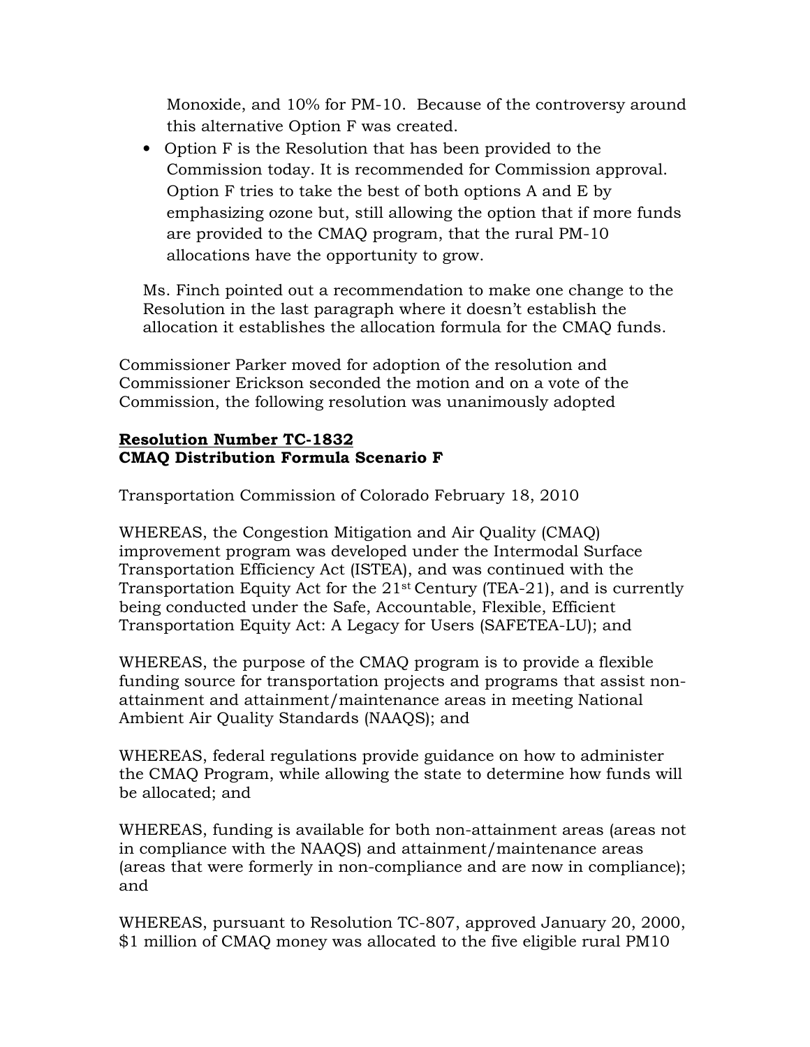Monoxide, and 10% for PM-10. Because of the controversy around this alternative Option F was created.

- Option F is the Resolution that has been provided to the Commission today. It is recommended for Commission approval. Option F tries to take the best of both options A and E by emphasizing ozone but, still allowing the option that if more funds are provided to the CMAQ program, that the rural PM-10 allocations have the opportunity to grow.

Ms. Finch pointed out a recommendation to make one change to the Resolution in the last paragraph where it doesn't establish the allocation it establishes the allocation formula for the CMAQ funds.

Commissioner Parker moved for adoption of the resolution and Commissioner Erickson seconded the motion and on a vote of the Commission, the following resolution was unanimously adopted

**Resolution Number TC-1832**
**CMAQ Distribution Formula Scenario F**

Transportation Commission of Colorado February 18, 2010

WHEREAS, the Congestion Mitigation and Air Quality (CMAQ) improvement program was developed under the Intermodal Surface Transportation Efficiency Act (ISTEA), and was continued with the Transportation Equity Act for the 21st Century (TEA-21), and is currently being conducted under the Safe, Accountable, Flexible, Efficient Transportation Equity Act: A Legacy for Users (SAFETEA-LU); and

WHEREAS, the purpose of the CMAQ program is to provide a flexible funding source for transportation projects and programs that assist non-attainment and attainment/maintenance areas in meeting National Ambient Air Quality Standards (NAAQS); and

WHEREAS, federal regulations provide guidance on how to administer the CMAQ Program, while allowing the state to determine how funds will be allocated; and

WHEREAS, funding is available for both non-attainment areas (areas not in compliance with the NAAQS) and attainment/maintenance areas (areas that were formerly in non-compliance and are now in compliance); and

WHEREAS, pursuant to Resolution TC-807, approved January 20, 2000, $1 million of CMAQ money was allocated to the five eligible rural PM10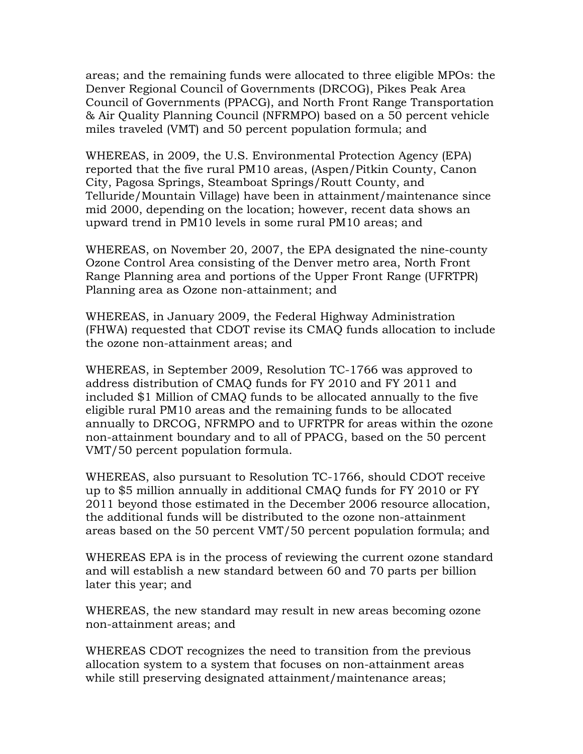areas; and the remaining funds were allocated to three eligible MPOs: the Denver Regional Council of Governments (DRCOG), Pikes Peak Area Council of Governments (PPACG), and North Front Range Transportation & Air Quality Planning Council (NFRMPO) based on a 50 percent vehicle miles traveled (VMT) and 50 percent population formula; and

WHEREAS, in 2009, the U.S. Environmental Protection Agency (EPA) reported that the five rural PM10 areas, (Aspen/Pitkin County, Canon City, Pagosa Springs, Steamboat Springs/Routt County, and Telluride/Mountain Village) have been in attainment/maintenance since mid 2000, depending on the location; however, recent data shows an upward trend in PM10 levels in some rural PM10 areas; and

WHEREAS, on November 20, 2007, the EPA designated the nine-county Ozone Control Area consisting of the Denver metro area, North Front Range Planning area and portions of the Upper Front Range (UFRTPR) Planning area as Ozone non-attainment; and

WHEREAS, in January 2009, the Federal Highway Administration (FHWA) requested that CDOT revise its CMAQ funds allocation to include the ozone non-attainment areas; and

WHEREAS, in September 2009, Resolution TC-1766 was approved to address distribution of CMAQ funds for FY 2010 and FY 2011 and included $1 Million of CMAQ funds to be allocated annually to the five eligible rural PM10 areas and the remaining funds to be allocated annually to DRCOG, NFRMPO and to UFRTPR for areas within the ozone non-attainment boundary and to all of PPACG, based on the 50 percent VMT/50 percent population formula.

WHEREAS, also pursuant to Resolution TC-1766, should CDOT receive up to $5 million annually in additional CMAQ funds for FY 2010 or FY 2011 beyond those estimated in the December 2006 resource allocation, the additional funds will be distributed to the ozone non-attainment areas based on the 50 percent VMT/50 percent population formula; and

WHEREAS EPA is in the process of reviewing the current ozone standard and will establish a new standard between 60 and 70 parts per billion later this year; and

WHEREAS, the new standard may result in new areas becoming ozone non-attainment areas; and

WHEREAS CDOT recognizes the need to transition from the previous allocation system to a system that focuses on non-attainment areas while still preserving designated attainment/maintenance areas;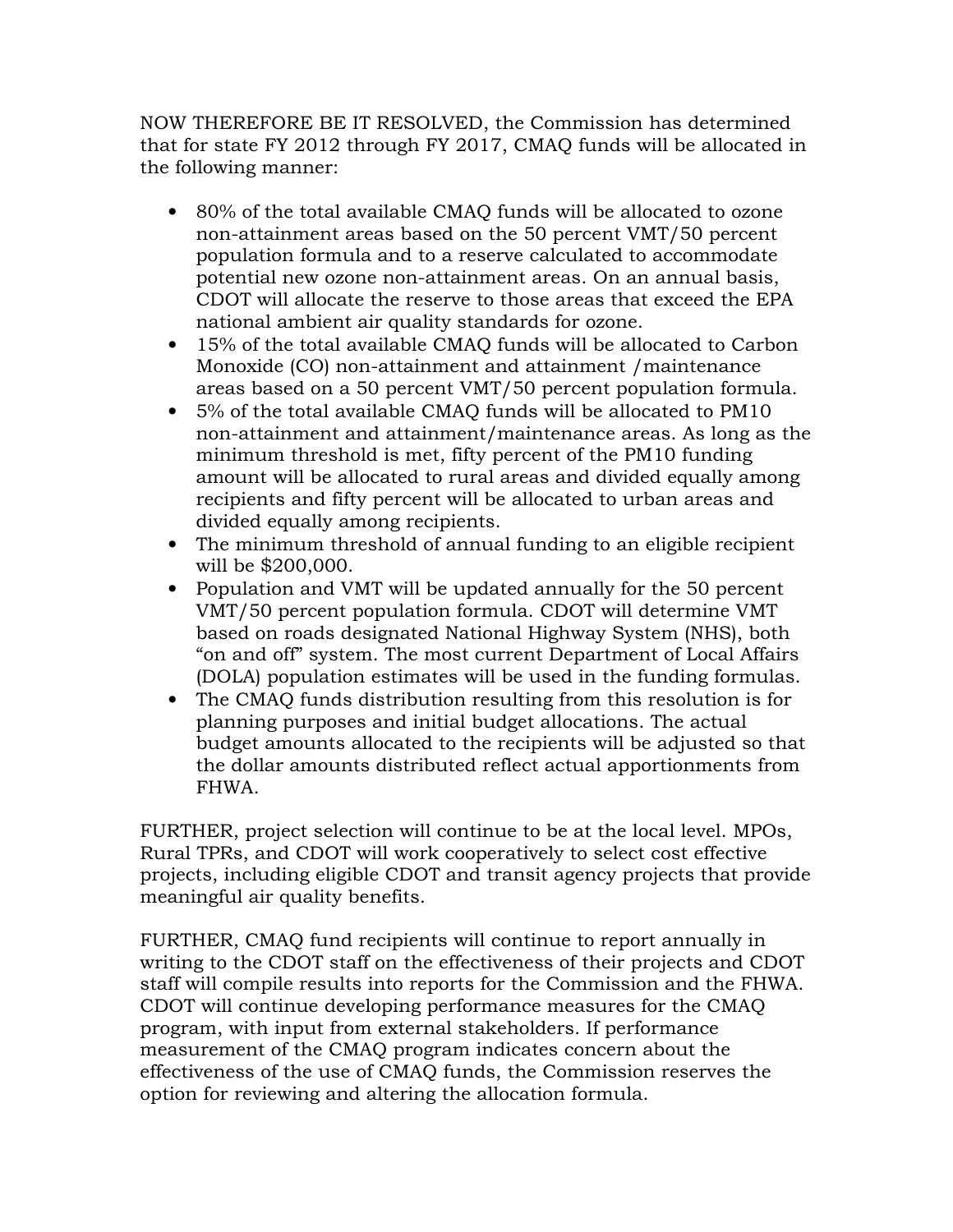NOW THEREFORE BE IT RESOLVED, the Commission has determined that for state FY 2012 through FY 2017, CMAQ funds will be allocated in the following manner:

- 80% of the total available CMAQ funds will be allocated to ozone non-attainment areas based on the 50 percent VMT/50 percent population formula and to a reserve calculated to accommodate potential new ozone non-attainment areas. On an annual basis, CDOT will allocate the reserve to those areas that exceed the EPA national ambient air quality standards for ozone.
- 15% of the total available CMAQ funds will be allocated to Carbon Monoxide (CO) non-attainment and attainment /maintenance areas based on a 50 percent VMT/50 percent population formula.
- 5% of the total available CMAQ funds will be allocated to PM10 non-attainment and attainment/maintenance areas. As long as the minimum threshold is met, fifty percent of the PM10 funding amount will be allocated to rural areas and divided equally among recipients and fifty percent will be allocated to urban areas and divided equally among recipients.
- The minimum threshold of annual funding to an eligible recipient will be $200,000.
- Population and VMT will be updated annually for the 50 percent VMT/50 percent population formula. CDOT will determine VMT based on roads designated National Highway System (NHS), both "on and off" system. The most current Department of Local Affairs (DOLA) population estimates will be used in the funding formulas.
- The CMAQ funds distribution resulting from this resolution is for planning purposes and initial budget allocations. The actual budget amounts allocated to the recipients will be adjusted so that the dollar amounts distributed reflect actual apportionments from FHWA.

FURTHER, project selection will continue to be at the local level. MPOs, Rural TPRs, and CDOT will work cooperatively to select cost effective projects, including eligible CDOT and transit agency projects that provide meaningful air quality benefits.

FURTHER, CMAQ fund recipients will continue to report annually in writing to the CDOT staff on the effectiveness of their projects and CDOT staff will compile results into reports for the Commission and the FHWA. CDOT will continue developing performance measures for the CMAQ program, with input from external stakeholders. If performance measurement of the CMAQ program indicates concern about the effectiveness of the use of CMAQ funds, the Commission reserves the option for reviewing and altering the allocation formula.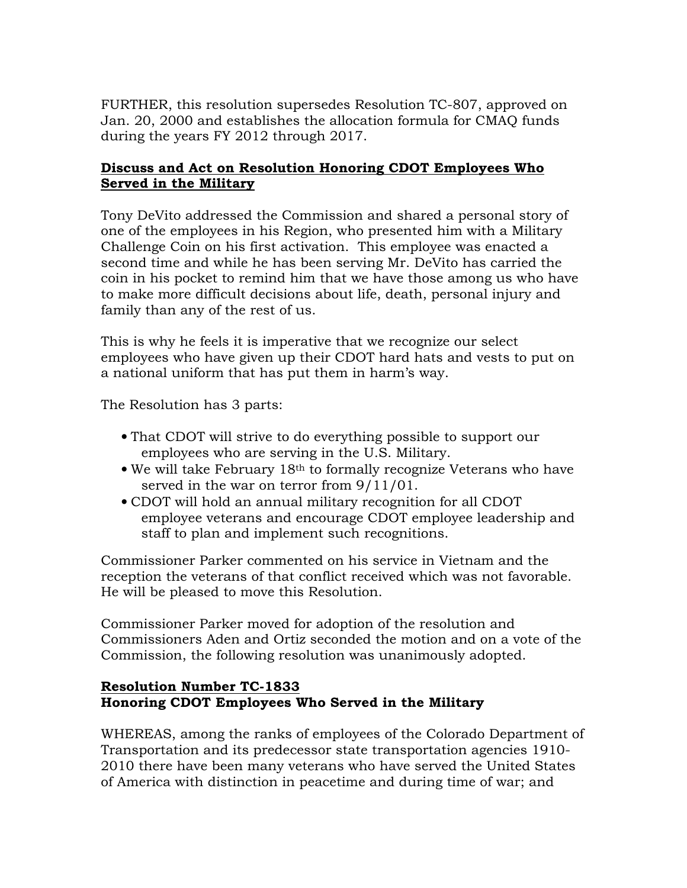FURTHER, this resolution supersedes Resolution TC-807, approved on Jan. 20, 2000 and establishes the allocation formula for CMAQ funds during the years FY 2012 through 2017.

**Discuss and Act on Resolution Honoring CDOT Employees Who Served in the Military**

Tony DeVito addressed the Commission and shared a personal story of one of the employees in his Region, who presented him with a Military Challenge Coin on his first activation. This employee was enacted a second time and while he has been serving Mr. DeVito has carried the coin in his pocket to remind him that we have those among us who have to make more difficult decisions about life, death, personal injury and family than any of the rest of us.

This is why he feels it is imperative that we recognize our select employees who have given up their CDOT hard hats and vests to put on a national uniform that has put them in harm's way.

The Resolution has 3 parts:

- That CDOT will strive to do everything possible to support our employees who are serving in the U.S. Military.
- We will take February 18th to formally recognize Veterans who have served in the war on terror from 9/11/01.
- CDOT will hold an annual military recognition for all CDOT employee veterans and encourage CDOT employee leadership and staff to plan and implement such recognitions.

Commissioner Parker commented on his service in Vietnam and the reception the veterans of that conflict received which was not favorable. He will be pleased to move this Resolution.

Commissioner Parker moved for adoption of the resolution and Commissioners Aden and Ortiz seconded the motion and on a vote of the Commission, the following resolution was unanimously adopted.

**Resolution Number TC-1833**
**Honoring CDOT Employees Who Served in the Military**

WHEREAS, among the ranks of employees of the Colorado Department of Transportation and its predecessor state transportation agencies 1910-2010 there have been many veterans who have served the United States of America with distinction in peacetime and during time of war; and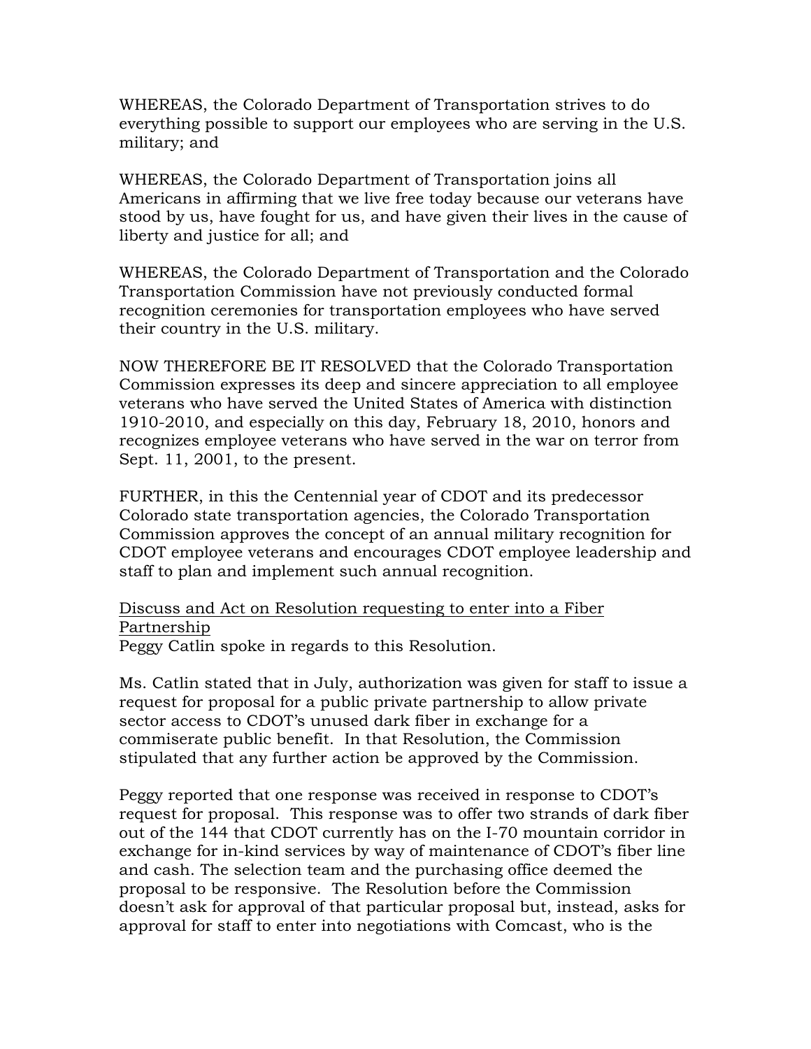WHEREAS, the Colorado Department of Transportation strives to do everything possible to support our employees who are serving in the U.S. military; and

WHEREAS, the Colorado Department of Transportation joins all Americans in affirming that we live free today because our veterans have stood by us, have fought for us, and have given their lives in the cause of liberty and justice for all; and

WHEREAS, the Colorado Department of Transportation and the Colorado Transportation Commission have not previously conducted formal recognition ceremonies for transportation employees who have served their country in the U.S. military.

NOW THEREFORE BE IT RESOLVED that the Colorado Transportation Commission expresses its deep and sincere appreciation to all employee veterans who have served the United States of America with distinction 1910-2010, and especially on this day, February 18, 2010, honors and recognizes employee veterans who have served in the war on terror from Sept. 11, 2001, to the present.

FURTHER, in this the Centennial year of CDOT and its predecessor Colorado state transportation agencies, the Colorado Transportation Commission approves the concept of an annual military recognition for CDOT employee veterans and encourages CDOT employee leadership and staff to plan and implement such annual recognition.

<u>Discuss and Act on Resolution requesting to enter into a Fiber Partnership</u>
Peggy Catlin spoke in regards to this Resolution.

Ms. Catlin stated that in July, authorization was given for staff to issue a request for proposal for a public private partnership to allow private sector access to CDOT's unused dark fiber in exchange for a commiserate public benefit. In that Resolution, the Commission stipulated that any further action be approved by the Commission.

Peggy reported that one response was received in response to CDOT's request for proposal. This response was to offer two strands of dark fiber out of the 144 that CDOT currently has on the I-70 mountain corridor in exchange for in-kind services by way of maintenance of CDOT's fiber line and cash. The selection team and the purchasing office deemed the proposal to be responsive. The Resolution before the Commission doesn't ask for approval of that particular proposal but, instead, asks for approval for staff to enter into negotiations with Comcast, who is the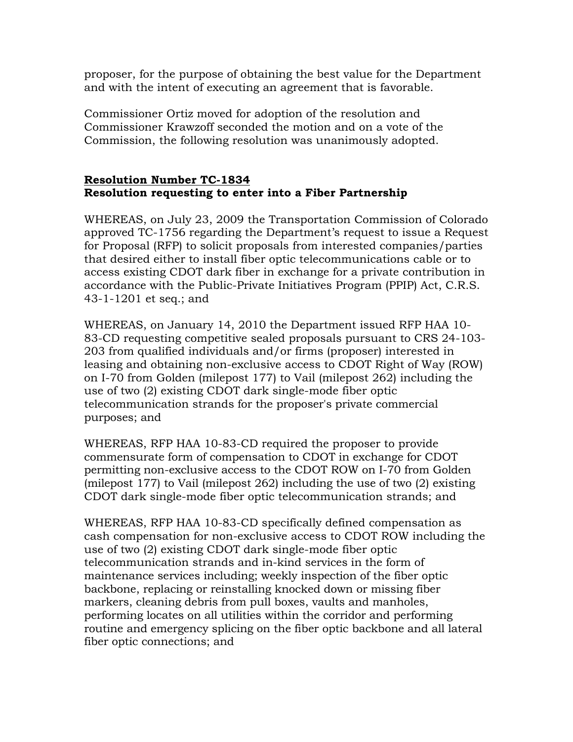proposer, for the purpose of obtaining the best value for the Department and with the intent of executing an agreement that is favorable.

Commissioner Ortiz moved for adoption of the resolution and Commissioner Krawzoff seconded the motion and on a vote of the Commission, the following resolution was unanimously adopted.

**Resolution Number TC-1834**
**Resolution requesting to enter into a Fiber Partnership**

WHEREAS, on July 23, 2009 the Transportation Commission of Colorado approved TC-1756 regarding the Department's request to issue a Request for Proposal (RFP) to solicit proposals from interested companies/parties that desired either to install fiber optic telecommunications cable or to access existing CDOT dark fiber in exchange for a private contribution in accordance with the Public-Private Initiatives Program (PPIP) Act, C.R.S. 43-1-1201 et seq.; and

WHEREAS, on January 14, 2010 the Department issued RFP HAA 10-83-CD requesting competitive sealed proposals pursuant to CRS 24-103-203 from qualified individuals and/or firms (proposer) interested in leasing and obtaining non-exclusive access to CDOT Right of Way (ROW) on I-70 from Golden (milepost 177) to Vail (milepost 262) including the use of two (2) existing CDOT dark single-mode fiber optic telecommunication strands for the proposer's private commercial purposes; and

WHEREAS, RFP HAA 10-83-CD required the proposer to provide commensurate form of compensation to CDOT in exchange for CDOT permitting non-exclusive access to the CDOT ROW on I-70 from Golden (milepost 177) to Vail (milepost 262) including the use of two (2) existing CDOT dark single-mode fiber optic telecommunication strands; and

WHEREAS, RFP HAA 10-83-CD specifically defined compensation as cash compensation for non-exclusive access to CDOT ROW including the use of two (2) existing CDOT dark single-mode fiber optic telecommunication strands and in-kind services in the form of maintenance services including; weekly inspection of the fiber optic backbone, replacing or reinstalling knocked down or missing fiber markers, cleaning debris from pull boxes, vaults and manholes, performing locates on all utilities within the corridor and performing routine and emergency splicing on the fiber optic backbone and all lateral fiber optic connections; and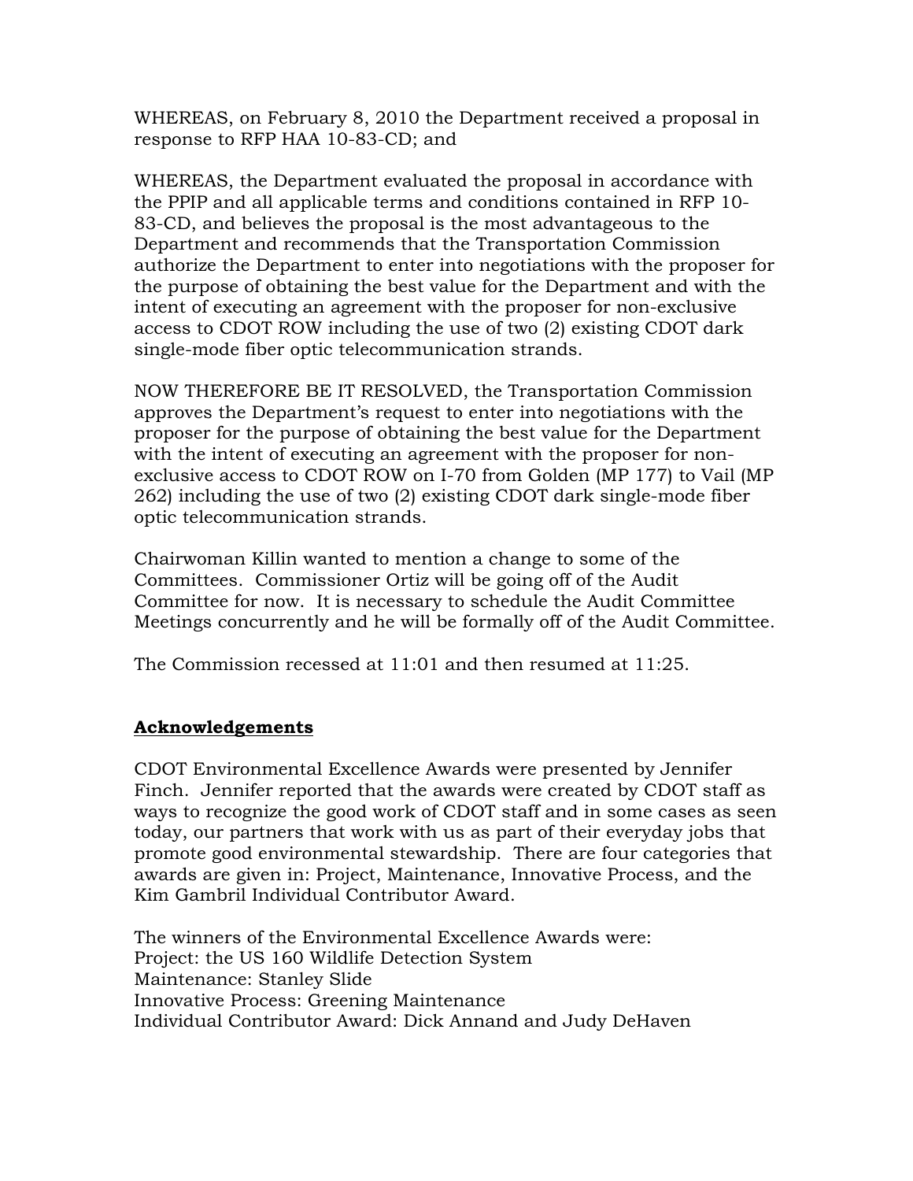WHEREAS, on February 8, 2010 the Department received a proposal in response to RFP HAA 10-83-CD; and

WHEREAS, the Department evaluated the proposal in accordance with the PPIP and all applicable terms and conditions contained in RFP 10-83-CD, and believes the proposal is the most advantageous to the Department and recommends that the Transportation Commission authorize the Department to enter into negotiations with the proposer for the purpose of obtaining the best value for the Department and with the intent of executing an agreement with the proposer for non-exclusive access to CDOT ROW including the use of two (2) existing CDOT dark single-mode fiber optic telecommunication strands.

NOW THEREFORE BE IT RESOLVED, the Transportation Commission approves the Department's request to enter into negotiations with the proposer for the purpose of obtaining the best value for the Department with the intent of executing an agreement with the proposer for non-exclusive access to CDOT ROW on I-70 from Golden (MP 177) to Vail (MP 262) including the use of two (2) existing CDOT dark single-mode fiber optic telecommunication strands.

Chairwoman Killin wanted to mention a change to some of the Committees. Commissioner Ortiz will be going off of the Audit Committee for now. It is necessary to schedule the Audit Committee Meetings concurrently and he will be formally off of the Audit Committee.

The Commission recessed at 11:01 and then resumed at 11:25.

## **Acknowledgements**

CDOT Environmental Excellence Awards were presented by Jennifer Finch. Jennifer reported that the awards were created by CDOT staff as ways to recognize the good work of CDOT staff and in some cases as seen today, our partners that work with us as part of their everyday jobs that promote good environmental stewardship. There are four categories that awards are given in: Project, Maintenance, Innovative Process, and the Kim Gambril Individual Contributor Award.

The winners of the Environmental Excellence Awards were:
Project: the US 160 Wildlife Detection System
Maintenance: Stanley Slide
Innovative Process: Greening Maintenance
Individual Contributor Award: Dick Annand and Judy DeHaven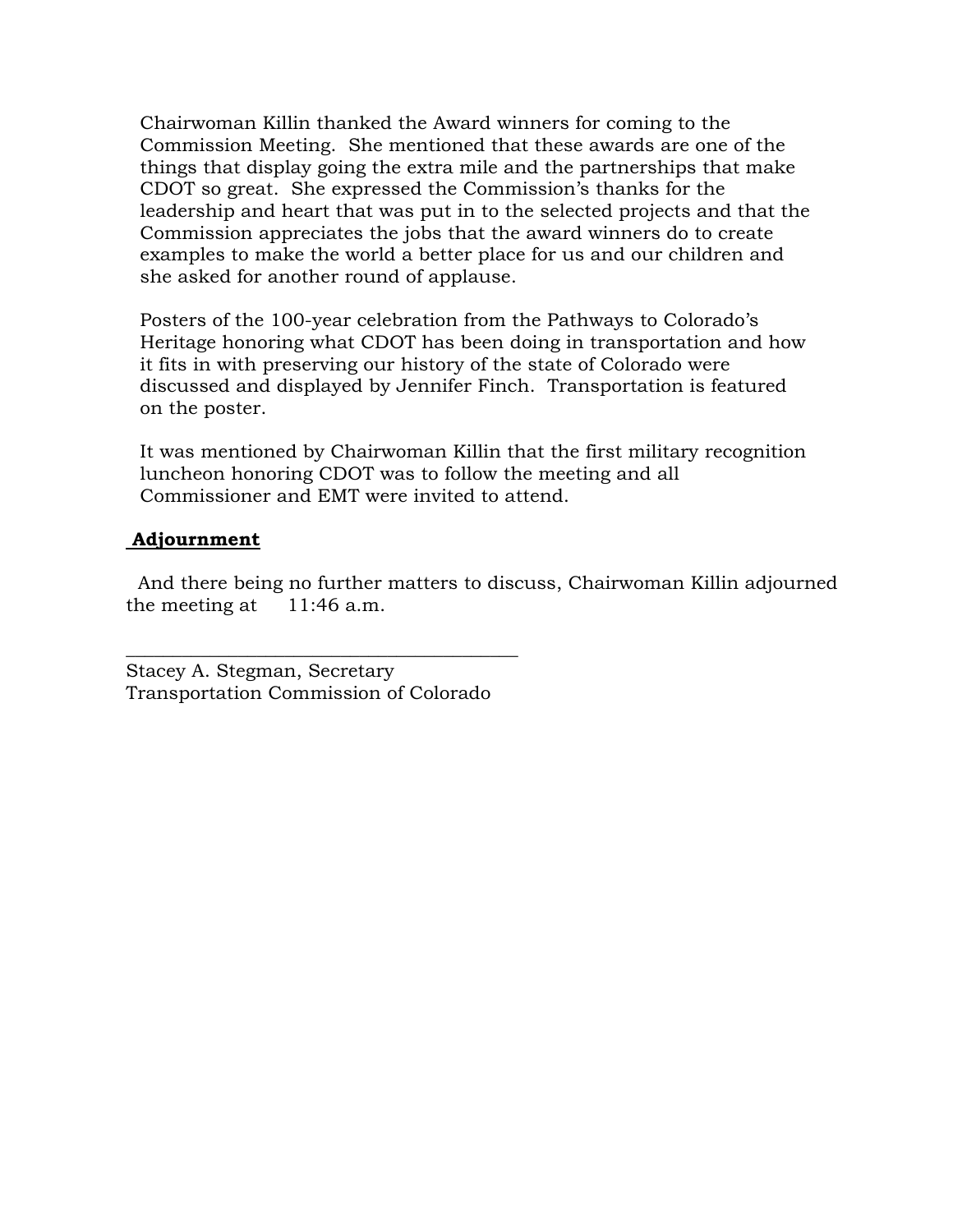Chairwoman Killin thanked the Award winners for coming to the Commission Meeting. She mentioned that these awards are one of the things that display going the extra mile and the partnerships that make CDOT so great. She expressed the Commission's thanks for the leadership and heart that was put in to the selected projects and that the Commission appreciates the jobs that the award winners do to create examples to make the world a better place for us and our children and she asked for another round of applause.

Posters of the 100-year celebration from the Pathways to Colorado's Heritage honoring what CDOT has been doing in transportation and how it fits in with preserving our history of the state of Colorado were discussed and displayed by Jennifer Finch. Transportation is featured on the poster.

It was mentioned by Chairwoman Killin that the first military recognition luncheon honoring CDOT was to follow the meeting and all Commissioner and EMT were invited to attend.

**Adjournment**

And there being no further matters to discuss, Chairwoman Killin adjourned the meeting at 11:46 a.m.

\_\_\_\_\_\_\_\_\_\_\_\_\_\_\_\_\_\_\_\_\_\_\_\_\_\_\_\_\_\_\_\_\_\_\_\_\_\_\_\_

Stacey A. Stegman, Secretary
Transportation Commission of Colorado